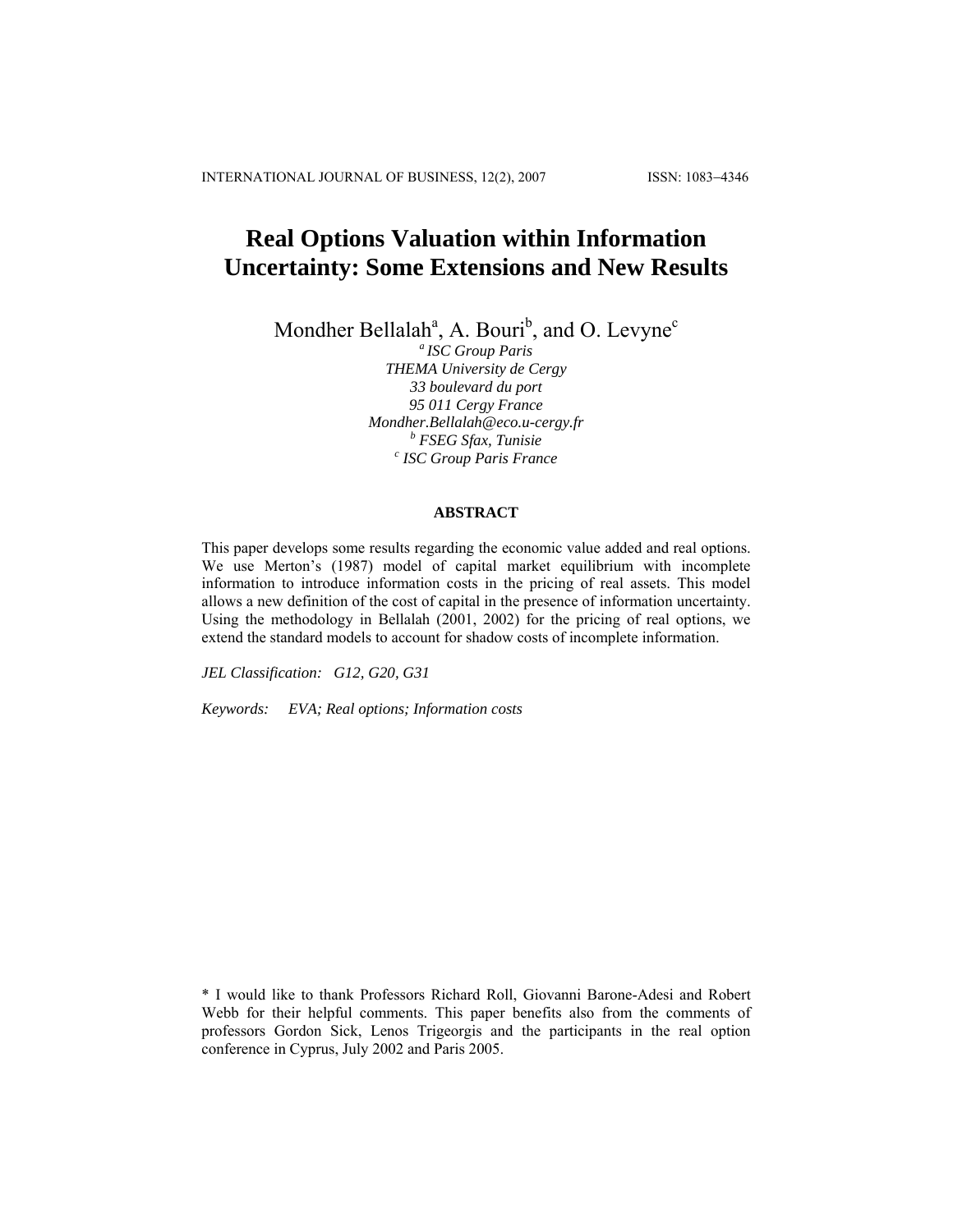# Real Options Valuation within Information Uncertainty: Some Extensions and New Results

Mondher Bellalah[a], A. Bouri[b], and O. Levyne[c]

[a] *ISC Group Paris*
*THEMA University de Cergy*
*33 boulevard du port*
*95 011 Cergy France*
*Mondher.Bellalah@eco.u-cergy.fr*
[b] *FSEG Sfax, Tunisie*
[c] *ISC Group Paris France*

## ABSTRACT

This paper develops some results regarding the economic value added and real options. We use Merton's (1987) model of capital market equilibrium with incomplete information to introduce information costs in the pricing of real assets. This model allows a new definition of the cost of capital in the presence of information uncertainty. Using the methodology in Bellalah (2001, 2002) for the pricing of real options, we extend the standard models to account for shadow costs of incomplete information.

*JEL Classification: G12, G20, G31*

*Keywords: EVA; Real options; Information costs*

* I would like to thank Professors Richard Roll, Giovanni Barone-Adesi and Robert Webb for their helpful comments. This paper benefits also from the comments of professors Gordon Sick, Lenos Trigeorgis and the participants in the real option conference in Cyprus, July 2002 and Paris 2005.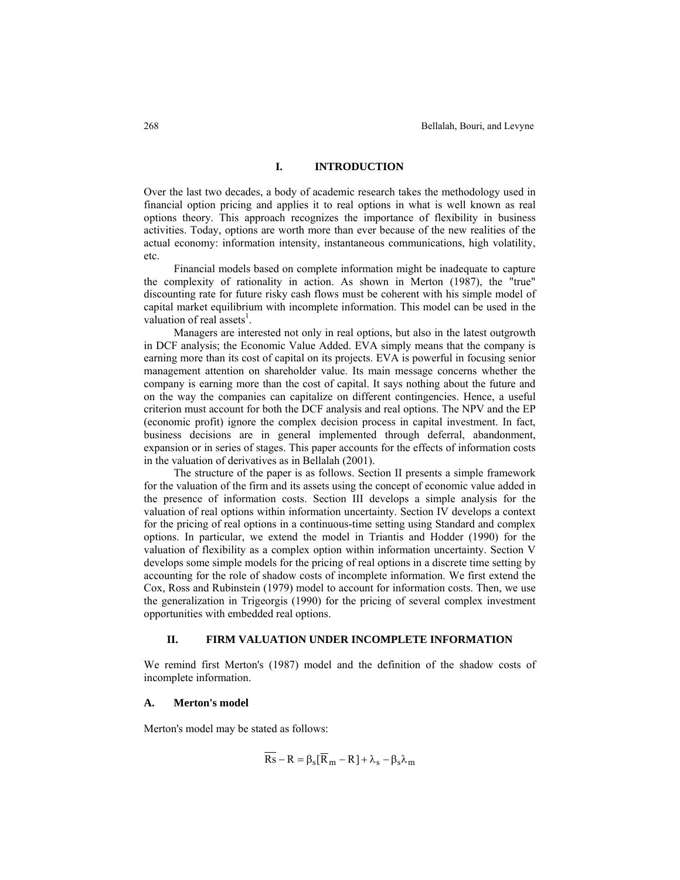## I. INTRODUCTION

Over the last two decades, a body of academic research takes the methodology used in financial option pricing and applies it to real options in what is well known as real options theory. This approach recognizes the importance of flexibility in business activities. Today, options are worth more than ever because of the new realities of the actual economy: information intensity, instantaneous communications, high volatility, etc.

Financial models based on complete information might be inadequate to capture the complexity of rationality in action. As shown in Merton (1987), the "true" discounting rate for future risky cash flows must be coherent with his simple model of capital market equilibrium with incomplete information. This model can be used in the valuation of real assets[1].

Managers are interested not only in real options, but also in the latest outgrowth in DCF analysis; the Economic Value Added. EVA simply means that the company is earning more than its cost of capital on its projects. EVA is powerful in focusing senior management attention on shareholder value. Its main message concerns whether the company is earning more than the cost of capital. It says nothing about the future and on the way the companies can capitalize on different contingencies. Hence, a useful criterion must account for both the DCF analysis and real options. The NPV and the EP (economic profit) ignore the complex decision process in capital investment. In fact, business decisions are in general implemented through deferral, abandonment, expansion or in series of stages. This paper accounts for the effects of information costs in the valuation of derivatives as in Bellalah (2001).

The structure of the paper is as follows. Section II presents a simple framework for the valuation of the firm and its assets using the concept of economic value added in the presence of information costs. Section III develops a simple analysis for the valuation of real options within information uncertainty. Section IV develops a context for the pricing of real options in a continuous-time setting using Standard and complex options. In particular, we extend the model in Triantis and Hodder (1990) for the valuation of flexibility as a complex option within information uncertainty. Section V develops some simple models for the pricing of real options in a discrete time setting by accounting for the role of shadow costs of incomplete information. We first extend the Cox, Ross and Rubinstein (1979) model to account for information costs. Then, we use the generalization in Trigeorgis (1990) for the pricing of several complex investment opportunities with embedded real options.

## II. FIRM VALUATION UNDER INCOMPLETE INFORMATION

We remind first Merton's (1987) model and the definition of the shadow costs of incomplete information.

### A. Merton's model

Merton's model may be stated as follows:

$$\overline{Rs} - R = \beta_s[\overline{R}_m - R] + \lambda_s - \beta_s\lambda_m$$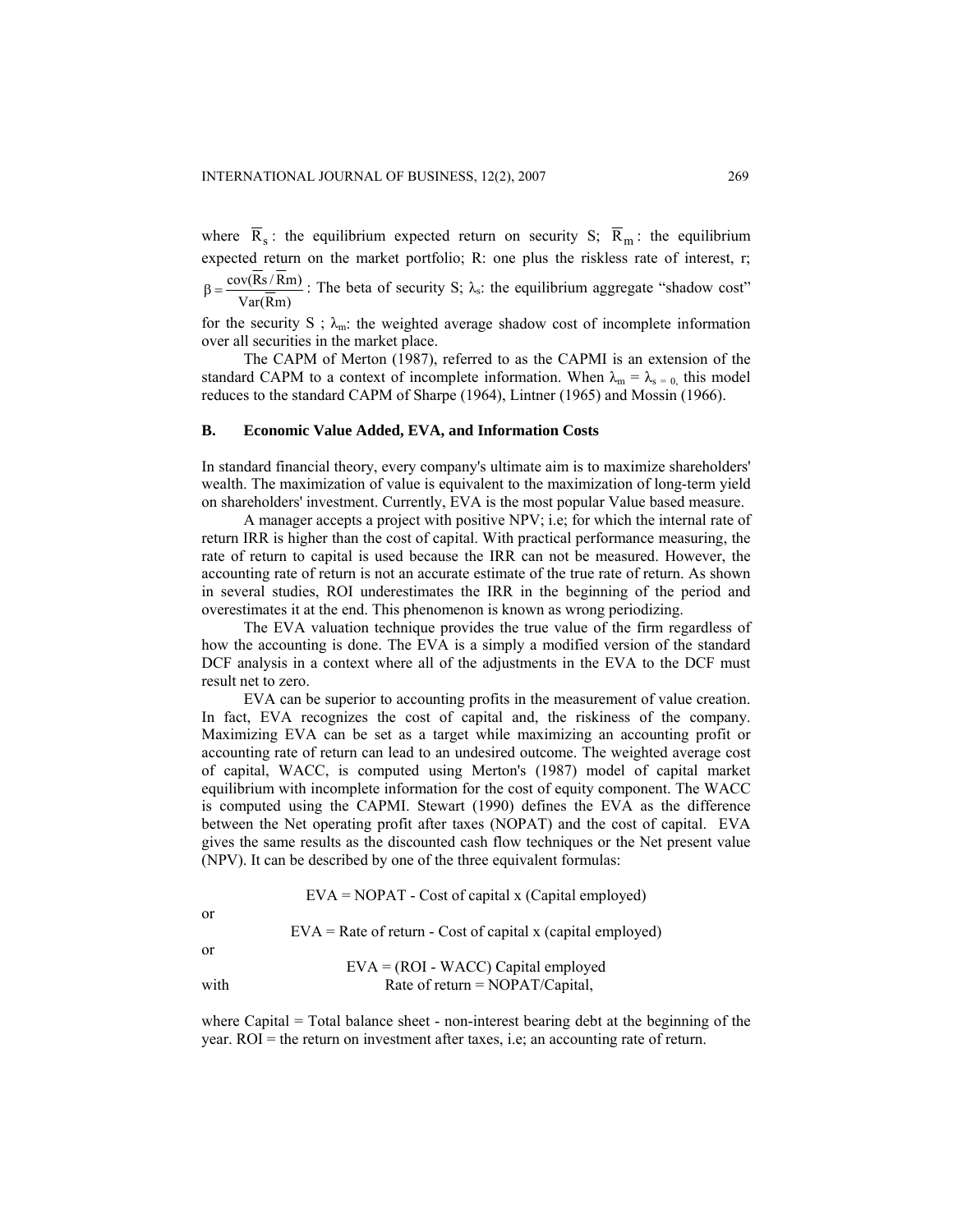where $\overline{R}_s$ : the equilibrium expected return on security S; $\overline{R}_m$ : the equilibrium expected return on the market portfolio; R: one plus the riskless rate of interest, r; $\beta = \frac{\text{cov}(\overline{R}s/\overline{R}m)}{\text{Var}(\overline{R}m)}$ : The beta of security S; $\lambda_s$: the equilibrium aggregate "shadow cost" for the security S ; $\lambda_m$: the weighted average shadow cost of incomplete information over all securities in the market place.

The CAPM of Merton (1987), referred to as the CAPMI is an extension of the standard CAPM to a context of incomplete information. When $\lambda_m = \lambda_{s\,=\,0,}$ this model reduces to the standard CAPM of Sharpe (1964), Lintner (1965) and Mossin (1966).

### B. Economic Value Added, EVA, and Information Costs

In standard financial theory, every company's ultimate aim is to maximize shareholders' wealth. The maximization of value is equivalent to the maximization of long-term yield on shareholders' investment. Currently, EVA is the most popular Value based measure.

A manager accepts a project with positive NPV; i.e; for which the internal rate of return IRR is higher than the cost of capital. With practical performance measuring, the rate of return to capital is used because the IRR can not be measured. However, the accounting rate of return is not an accurate estimate of the true rate of return. As shown in several studies, ROI underestimates the IRR in the beginning of the period and overestimates it at the end. This phenomenon is known as wrong periodizing.

The EVA valuation technique provides the true value of the firm regardless of how the accounting is done. The EVA is a simply a modified version of the standard DCF analysis in a context where all of the adjustments in the EVA to the DCF must result net to zero.

EVA can be superior to accounting profits in the measurement of value creation. In fact, EVA recognizes the cost of capital and, the riskiness of the company. Maximizing EVA can be set as a target while maximizing an accounting profit or accounting rate of return can lead to an undesired outcome. The weighted average cost of capital, WACC, is computed using Merton's (1987) model of capital market equilibrium with incomplete information for the cost of equity component. The WACC is computed using the CAPMI. Stewart (1990) defines the EVA as the difference between the Net operating profit after taxes (NOPAT) and the cost of capital. EVA gives the same results as the discounted cash flow techniques or the Net present value (NPV). It can be described by one of the three equivalent formulas:

$$\text{EVA} = \text{NOPAT} - \text{Cost of capital} \times (\text{Capital employed})$$

or

$$\text{EVA} = \text{Rate of return} - \text{Cost of capital} \times (\text{capital employed})$$

or

$$\text{EVA} = (\text{ROI} - \text{WACC})\ \text{Capital employed}$$

with

$$\text{Rate of return} = \text{NOPAT}/\text{Capital},$$

where Capital = Total balance sheet - non-interest bearing debt at the beginning of the year. ROI = the return on investment after taxes, i.e; an accounting rate of return.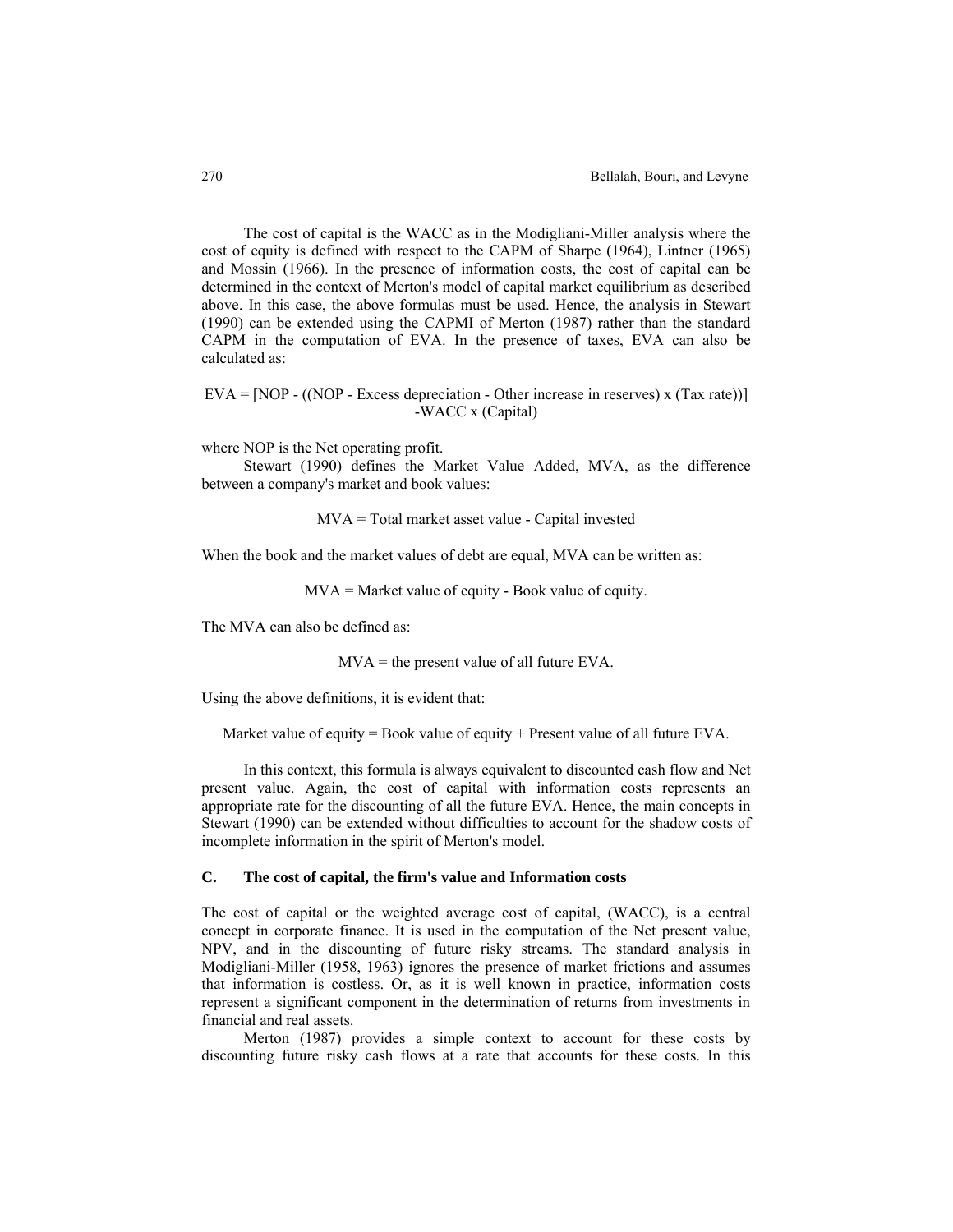The cost of capital is the WACC as in the Modigliani-Miller analysis where the cost of equity is defined with respect to the CAPM of Sharpe (1964), Lintner (1965) and Mossin (1966). In the presence of information costs, the cost of capital can be determined in the context of Merton's model of capital market equilibrium as described above. In this case, the above formulas must be used. Hence, the analysis in Stewart (1990) can be extended using the CAPMI of Merton (1987) rather than the standard CAPM in the computation of EVA. In the presence of taxes, EVA can also be calculated as:

$$EVA = [NOP - ((NOP - \text{Excess depreciation} - \text{Other increase in reserves}) \times (\text{Tax rate}))] - WACC \times (\text{Capital})$$

where NOP is the Net operating profit.

Stewart (1990) defines the Market Value Added, MVA, as the difference between a company's market and book values:

$$MVA = \text{Total market asset value} - \text{Capital invested}$$

When the book and the market values of debt are equal, MVA can be written as:

$$MVA = \text{Market value of equity} - \text{Book value of equity}.$$

The MVA can also be defined as:

$$MVA = \text{the present value of all future EVA}.$$

Using the above definitions, it is evident that:

$$\text{Market value of equity} = \text{Book value of equity} + \text{Present value of all future EVA}.$$

In this context, this formula is always equivalent to discounted cash flow and Net present value. Again, the cost of capital with information costs represents an appropriate rate for the discounting of all the future EVA. Hence, the main concepts in Stewart (1990) can be extended without difficulties to account for the shadow costs of incomplete information in the spirit of Merton's model.

### C. The cost of capital, the firm's value and Information costs

The cost of capital or the weighted average cost of capital, (WACC), is a central concept in corporate finance. It is used in the computation of the Net present value, NPV, and in the discounting of future risky streams. The standard analysis in Modigliani-Miller (1958, 1963) ignores the presence of market frictions and assumes that information is costless. Or, as it is well known in practice, information costs represent a significant component in the determination of returns from investments in financial and real assets.

Merton (1987) provides a simple context to account for these costs by discounting future risky cash flows at a rate that accounts for these costs. In this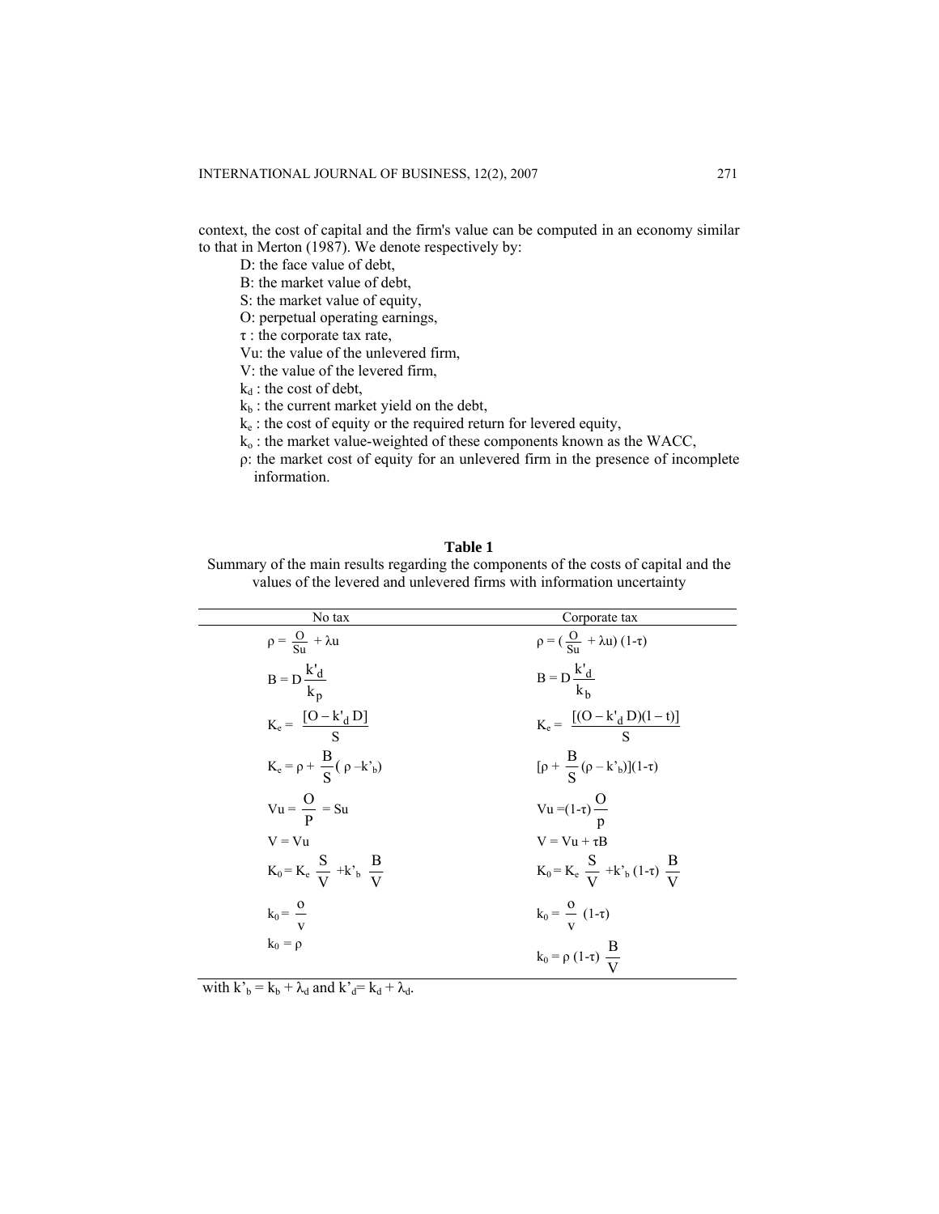context, the cost of capital and the firm's value can be computed in an economy similar to that in Merton (1987). We denote respectively by:

- D: the face value of debt,
- B: the market value of debt,
- S: the market value of equity,
- O: perpetual operating earnings,
- $\tau$ : the corporate tax rate,
- Vu: the value of the unlevered firm,
- V: the value of the levered firm,
- $k_d$ : the cost of debt,
- $k_b$ : the current market yield on the debt,
- $k_e$ : the cost of equity or the required return for levered equity,
- $k_o$ : the market value-weighted of these components known as the WACC,
- $\rho$: the market cost of equity for an unlevered firm in the presence of incomplete information.

**Table 1**

Summary of the main results regarding the components of the costs of capital and the values of the levered and unlevered firms with information uncertainty

| No tax | Corporate tax |
|---|---|
| $\rho = \frac{O}{Su} + \lambda u$ | $\rho = (\frac{O}{Su} + \lambda u)(1-\tau)$ |
| $B = D\frac{k'_d}{k_p}$ | $B = D\frac{k'_d}{k_b}$ |
| $K_e = \frac{[O - k'_d D]}{S}$ | $K_e = \frac{[(O - k'_d D)(1-t)]}{S}$ |
| $K_e = \rho + \frac{B}{S}(\rho - k'_b)$ | $[\rho + \frac{B}{S}(\rho - k'_b)](1-\tau)$ |
| $Vu = \frac{O}{P} = Su$ | $Vu = (1-\tau)\frac{O}{p}$ |
| $V = Vu$ | $V = Vu + \tau B$ |
| $K_0 = K_e \frac{S}{V} + k'_b \frac{B}{V}$ | $K_0 = K_e \frac{S}{V} + k'_b (1-\tau) \frac{B}{V}$ |
| $k_0 = \frac{o}{v}$ | $k_0 = \frac{o}{v}(1-\tau)$ |
| $k_0 = \rho$ | $k_0 = \rho(1-\tau)\frac{B}{V}$ |

with $k'_b = k_b + \lambda_d$ and $k'_d = k_d + \lambda_d$.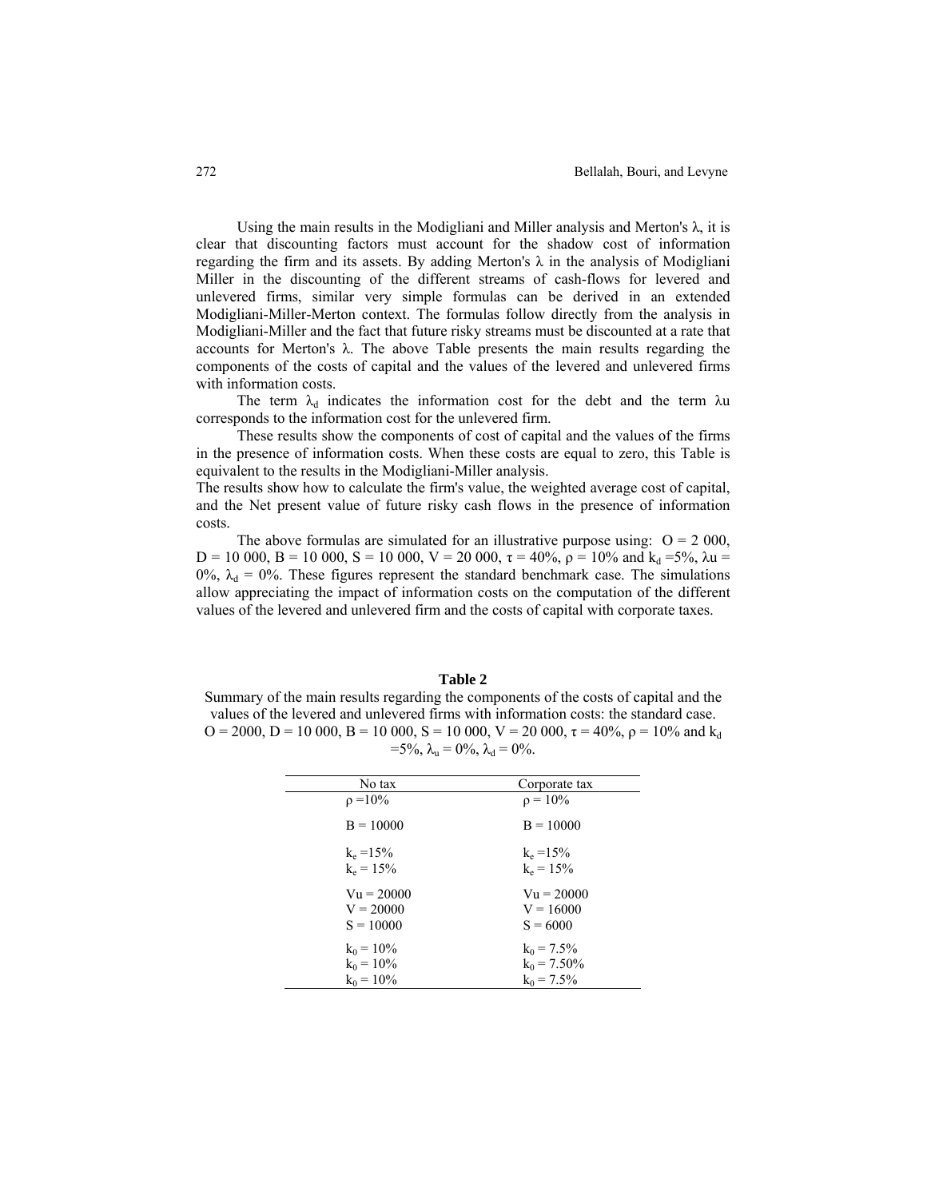Using the main results in the Modigliani and Miller analysis and Merton's $\lambda$, it is clear that discounting factors must account for the shadow cost of information regarding the firm and its assets. By adding Merton's $\lambda$ in the analysis of Modigliani Miller in the discounting of the different streams of cash-flows for levered and unlevered firms, similar very simple formulas can be derived in an extended Modigliani-Miller-Merton context. The formulas follow directly from the analysis in Modigliani-Miller and the fact that future risky streams must be discounted at a rate that accounts for Merton's $\lambda$. The above Table presents the main results regarding the components of the costs of capital and the values of the levered and unlevered firms with information costs.

The term $\lambda_d$ indicates the information cost for the debt and the term $\lambda u$ corresponds to the information cost for the unlevered firm.

These results show the components of cost of capital and the values of the firms in the presence of information costs. When these costs are equal to zero, this Table is equivalent to the results in the Modigliani-Miller analysis.

The results show how to calculate the firm's value, the weighted average cost of capital, and the Net present value of future risky cash flows in the presence of information costs.

The above formulas are simulated for an illustrative purpose using: O = 2 000, D = 10 000, B = 10 000, S = 10 000, V = 20 000, $\tau$ = 40%, $\rho$ = 10% and $k_d$ =5%, $\lambda u$ = 0%, $\lambda_d$ = 0%. These figures represent the standard benchmark case. The simulations allow appreciating the impact of information costs on the computation of the different values of the levered and unlevered firm and the costs of capital with corporate taxes.

**Table 2**

Summary of the main results regarding the components of the costs of capital and the values of the levered and unlevered firms with information costs: the standard case. O = 2000, D = 10 000, B = 10 000, S = 10 000, V = 20 000, $\tau$ = 40%, $\rho$ = 10% and $k_d$ =5%, $\lambda_u$ = 0%, $\lambda_d$ = 0%.

| No tax | Corporate tax |
|---|---|
| $\rho$ =10% | $\rho$ = 10% |
| B = 10000 | B = 10000 |
| $k_e$ =15% | $k_e$ =15% |
| $k_e$ = 15% | $k_e$ = 15% |
| Vu = 20000 | Vu = 20000 |
| V = 20000 | V = 16000 |
| S = 10000 | S = 6000 |
| $k_0$ = 10% | $k_0$ = 7.5% |
| $k_0$ = 10% | $k_0$ = 7.50% |
| $k_0$ = 10% | $k_0$ = 7.5% |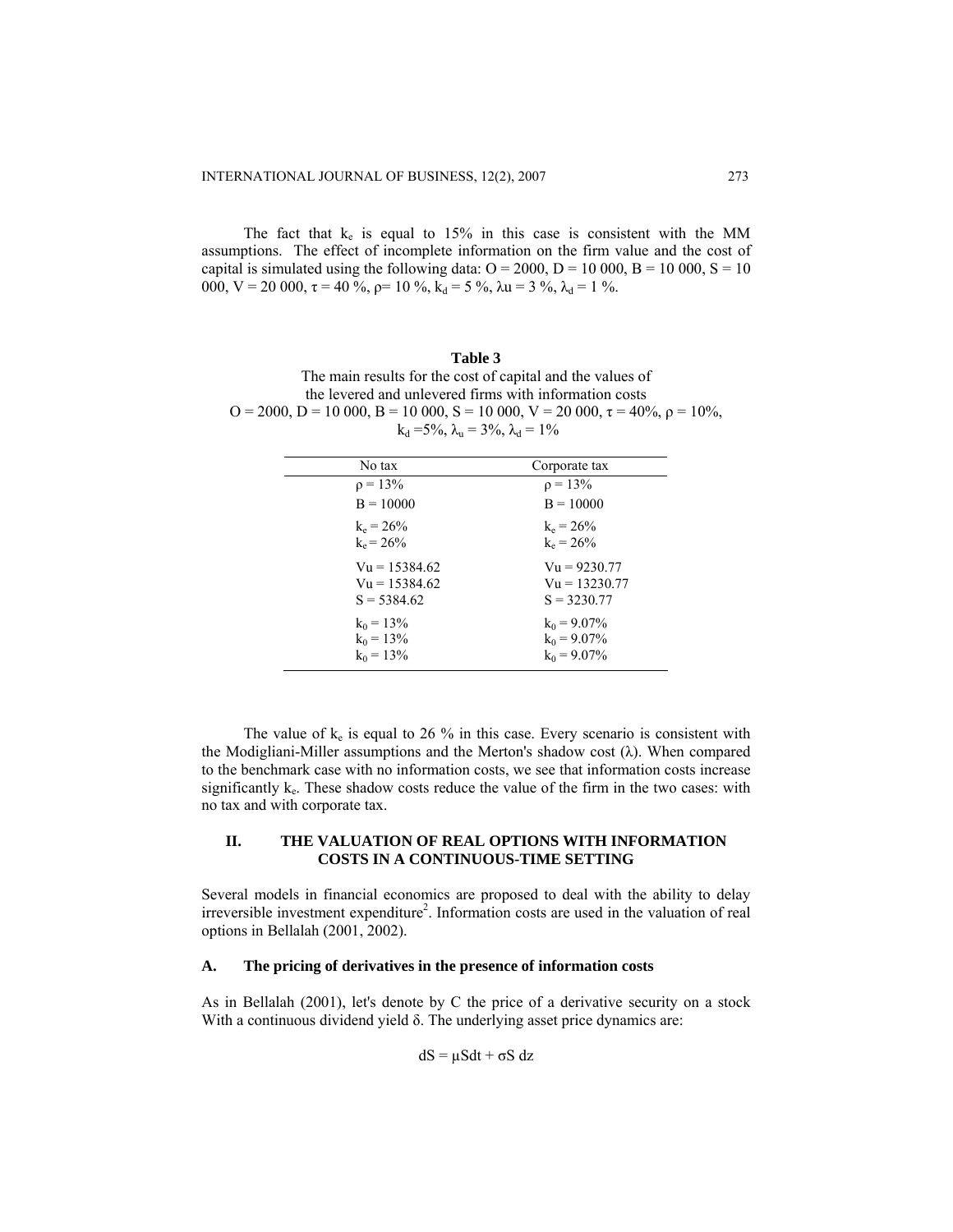The fact that $k_e$ is equal to 15% in this case is consistent with the MM assumptions. The effect of incomplete information on the firm value and the cost of capital is simulated using the following data: O = 2000, D = 10 000, B = 10 000, S = 10 000, V = 20 000, $\tau$ = 40 %, $\rho$= 10 %, $k_d$ = 5 %, $\lambda u$ = 3 %, $\lambda_d$ = 1 %.

**Table 3**

The main results for the cost of capital and the values of the levered and unlevered firms with information costs

O = 2000, D = 10 000, B = 10 000, S = 10 000, V = 20 000, $\tau$ = 40%, $\rho$ = 10%, $k_d$ =5%, $\lambda_u$ = 3%, $\lambda_d$ = 1%

| No tax | Corporate tax |
|---|---|
| $\rho$ = 13% | $\rho$ = 13% |
| B = 10000 | B = 10000 |
| $k_e$ = 26% | $k_e$ = 26% |
| $k_e$ = 26% | $k_e$ = 26% |
| Vu = 15384.62 | Vu = 9230.77 |
| Vu = 15384.62 | Vu = 13230.77 |
| S = 5384.62 | S = 3230.77 |
| $k_0$ = 13% | $k_0$ = 9.07% |
| $k_0$ = 13% | $k_0$ = 9.07% |
| $k_0$ = 13% | $k_0$ = 9.07% |

The value of $k_e$ is equal to 26 % in this case. Every scenario is consistent with the Modigliani-Miller assumptions and the Merton's shadow cost ($\lambda$). When compared to the benchmark case with no information costs, we see that information costs increase significantly $k_e$. These shadow costs reduce the value of the firm in the two cases: with no tax and with corporate tax.

## II. THE VALUATION OF REAL OPTIONS WITH INFORMATION COSTS IN A CONTINUOUS-TIME SETTING

Several models in financial economics are proposed to deal with the ability to delay irreversible investment expenditure[2]. Information costs are used in the valuation of real options in Bellalah (2001, 2002).

### A. The pricing of derivatives in the presence of information costs

As in Bellalah (2001), let's denote by C the price of a derivative security on a stock With a continuous dividend yield $\delta$. The underlying asset price dynamics are:

$$dS = \mu S dt + \sigma S\, dz$$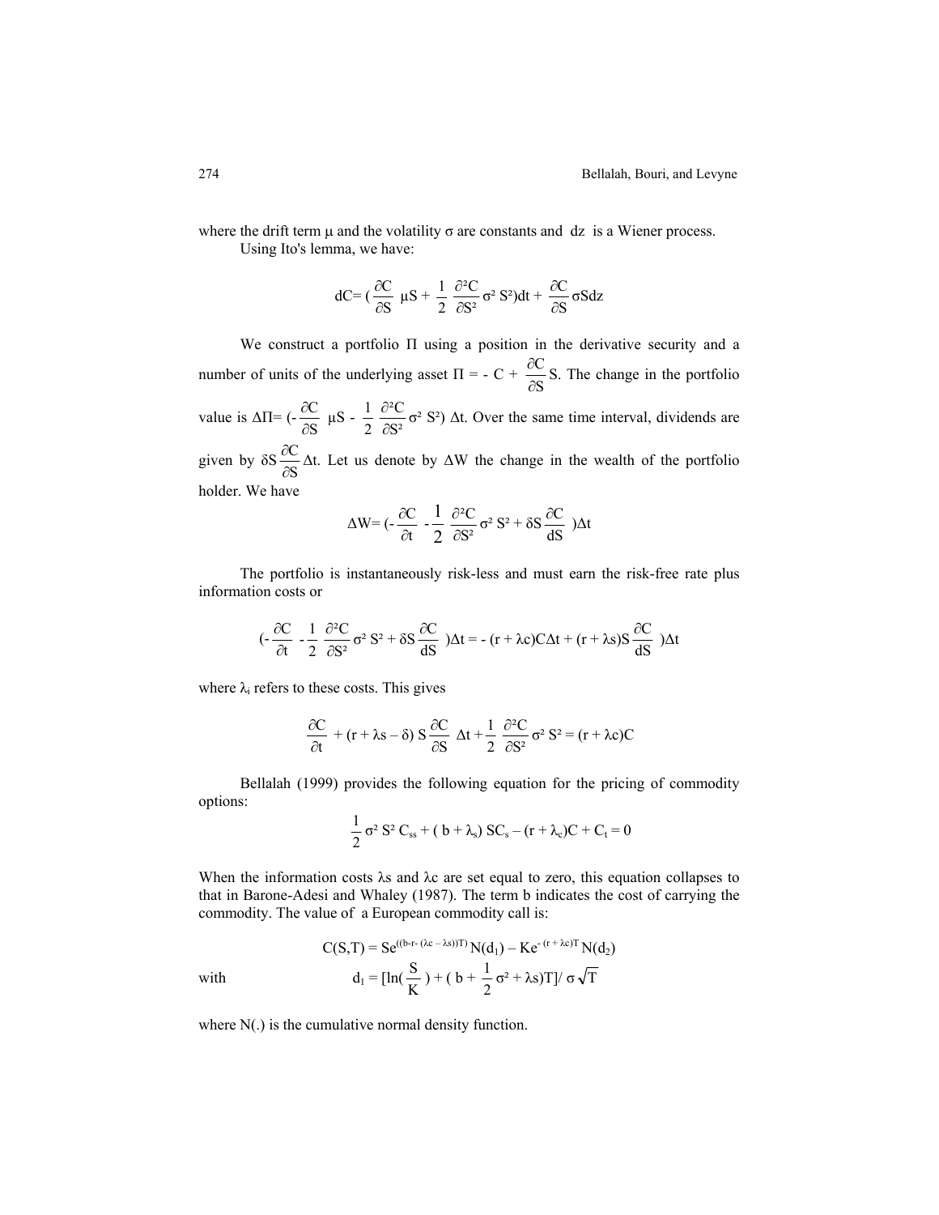where the drift term $\mu$ and the volatility $\sigma$ are constants and $dz$ is a Wiener process.

Using Ito's lemma, we have:

$$dC = \left(\frac{\partial C}{\partial S}\mu S + \frac{1}{2}\frac{\partial^2 C}{\partial S^2}\sigma^2 S^2\right)dt + \frac{\partial C}{\partial S}\sigma S dz$$

We construct a portfolio $\Pi$ using a position in the derivative security and a number of units of the underlying asset $\Pi = - C + \frac{\partial C}{\partial S} S$. The change in the portfolio value is $\Delta\Pi = (- \frac{\partial C}{\partial S}\mu S - \frac{1}{2}\frac{\partial^2 C}{\partial S^2}\sigma^2 S^2)\Delta t$. Over the same time interval, dividends are given by $\delta S \frac{\partial C}{\partial S}\Delta t$. Let us denote by $\Delta W$ the change in the wealth of the portfolio holder. We have

$$\Delta W = \left(- \frac{\partial C}{\partial t} - \frac{1}{2}\frac{\partial^2 C}{\partial S^2}\sigma^2 S^2 + \delta S \frac{\partial C}{dS}\right)\Delta t$$

The portfolio is instantaneously risk-less and must earn the risk-free rate plus information costs or

$$\left(- \frac{\partial C}{\partial t} - \frac{1}{2}\frac{\partial^2 C}{\partial S^2}\sigma^2 S^2 + \delta S \frac{\partial C}{dS}\right)\Delta t = - (r + \lambda c)C\Delta t + (r + \lambda s)S\frac{\partial C}{dS}\,)\Delta t$$

where $\lambda_i$ refers to these costs. This gives

$$\frac{\partial C}{\partial t} + (r + \lambda s - \delta)\, S \frac{\partial C}{\partial S}\,\Delta t + \frac{1}{2}\frac{\partial^2 C}{\partial S^2}\sigma^2 S^2 = (r + \lambda c)C$$

Bellalah (1999) provides the following equation for the pricing of commodity options:

$$\frac{1}{2}\sigma^2 S^2 C_{ss} + (b + \lambda_s)\, SC_s - (r + \lambda_c)C + C_t = 0$$

When the information costs $\lambda s$ and $\lambda c$ are set equal to zero, this equation collapses to that in Barone-Adesi and Whaley (1987). The term b indicates the cost of carrying the commodity. The value of a European commodity call is:

$$C(S,T) = Se^{((b - r - (\lambda c - \lambda s))T)} N(d_1) - Ke^{-(r + \lambda c)T} N(d_2)$$

with

$$d_1 = [\ln(\frac{S}{K}) + (b + \frac{1}{2}\sigma^2 + \lambda s)T] / \sigma\sqrt{T}$$

where N(.) is the cumulative normal density function.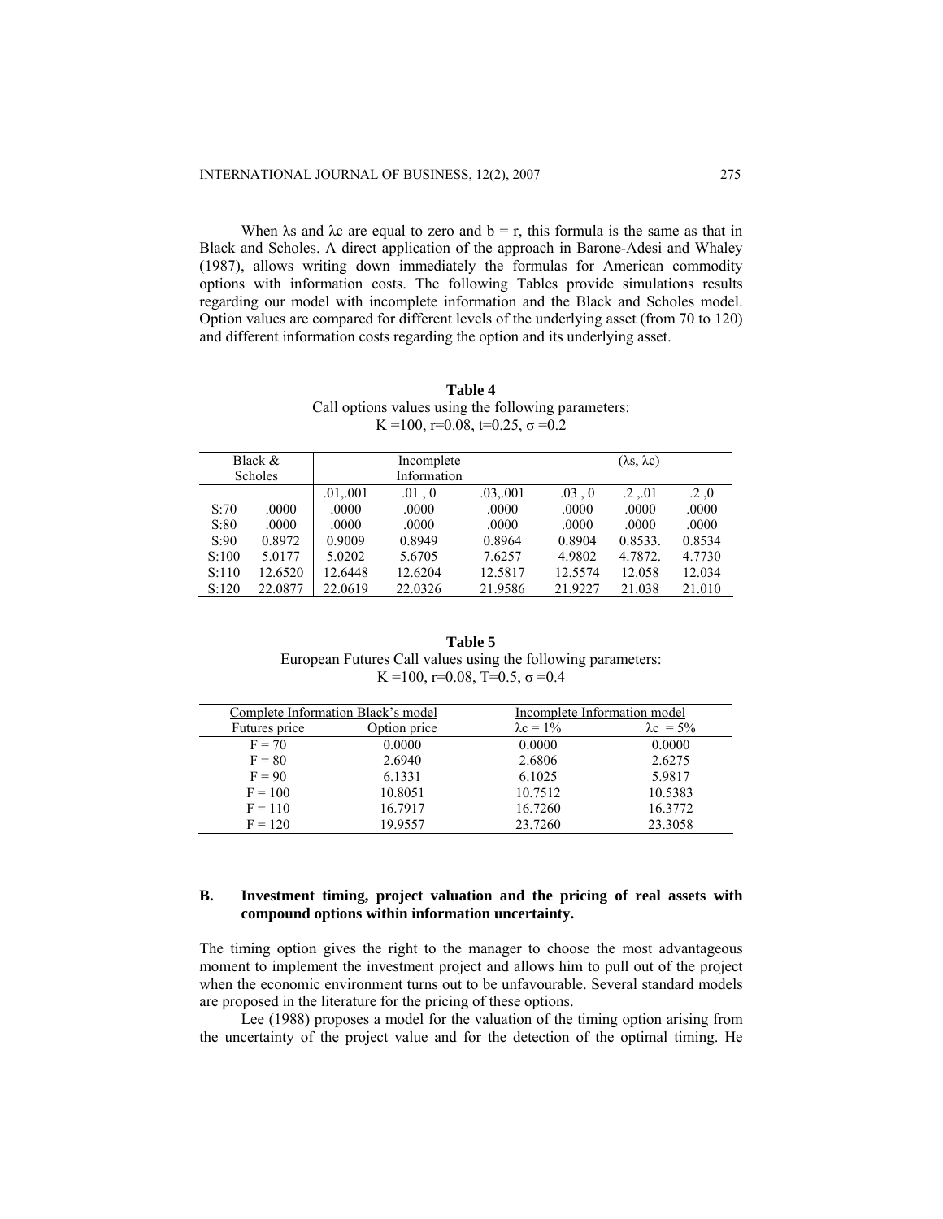When $\lambda s$ and $\lambda c$ are equal to zero and $b = r$, this formula is the same as that in Black and Scholes. A direct application of the approach in Barone-Adesi and Whaley (1987), allows writing down immediately the formulas for American commodity options with information costs. The following Tables provide simulations results regarding our model with incomplete information and the Black and Scholes model. Option values are compared for different levels of the underlying asset (from 70 to 120) and different information costs regarding the option and its underlying asset.

**Table 4**

Call options values using the following parameters:
K =100, r=0.08, t=0.25, σ =0.2

| Black & Scholes | | Incomplete Information | | | ($\lambda s$, $\lambda c$) | | |
|---|---|---|---|---|---|---|---|
| | | .01,.001 | .01 , 0 | .03,.001 | .03 , 0 | .2 ,.01 | .2 ,0 |
| S:70 | .0000 | .0000 | .0000 | .0000 | .0000 | .0000 | .0000 |
| S:80 | .0000 | .0000 | .0000 | .0000 | .0000 | .0000 | .0000 |
| S:90 | 0.8972 | 0.9009 | 0.8949 | 0.8964 | 0.8904 | 0.8533. | 0.8534 |
| S:100 | 5.0177 | 5.0202 | 5.6705 | 7.6257 | 4.9802 | 4.7872. | 4.7730 |
| S:110 | 12.6520 | 12.6448 | 12.6204 | 12.5817 | 12.5574 | 12.058 | 12.034 |
| S:120 | 22.0877 | 22.0619 | 22.0326 | 21.9586 | 21.9227 | 21.038 | 21.010 |

**Table 5**

European Futures Call values using the following parameters:
K =100, r=0.08, T=0.5, σ =0.4

| Complete Information Black's model | | Incomplete Information model | |
|---|---|---|---|
| Futures price | Option price | $\lambda c = 1\%$ | $\lambda c = 5\%$ |
| F = 70 | 0.0000 | 0.0000 | 0.0000 |
| F = 80 | 2.6940 | 2.6806 | 2.6275 |
| F = 90 | 6.1331 | 6.1025 | 5.9817 |
| F = 100 | 10.8051 | 10.7512 | 10.5383 |
| F = 110 | 16.7917 | 16.7260 | 16.3772 |
| F = 120 | 19.9557 | 23.7260 | 23.3058 |

## B. Investment timing, project valuation and the pricing of real assets with compound options within information uncertainty.

The timing option gives the right to the manager to choose the most advantageous moment to implement the investment project and allows him to pull out of the project when the economic environment turns out to be unfavourable. Several standard models are proposed in the literature for the pricing of these options.

Lee (1988) proposes a model for the valuation of the timing option arising from the uncertainty of the project value and for the detection of the optimal timing. He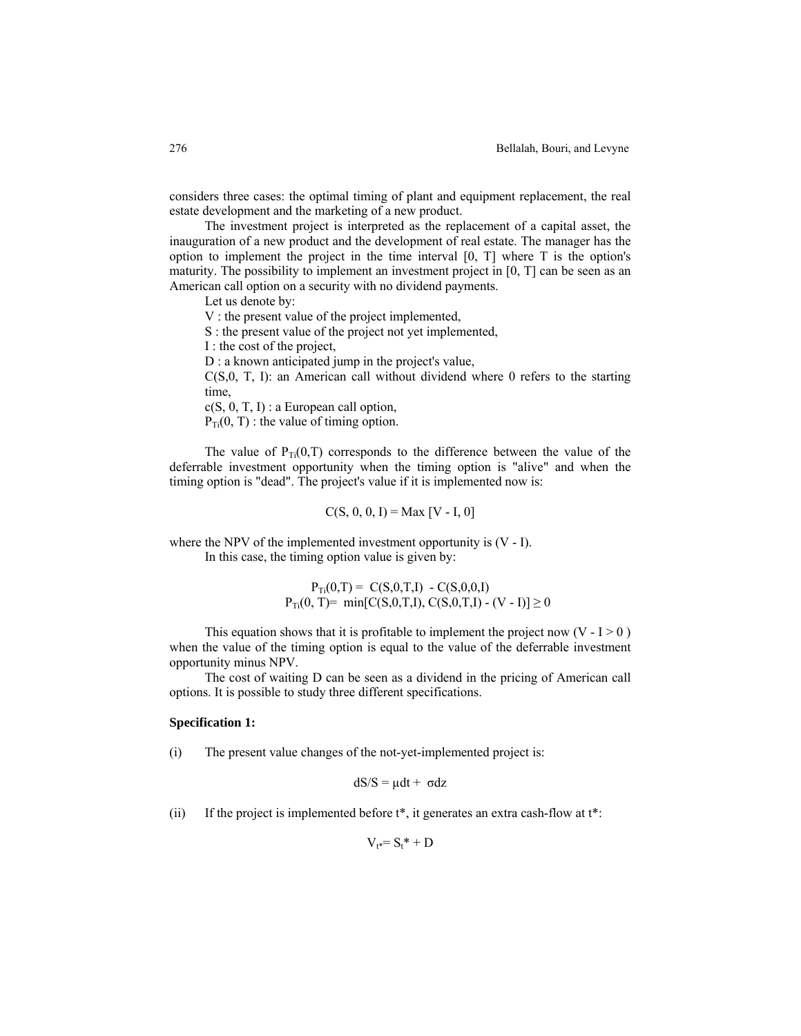considers three cases: the optimal timing of plant and equipment replacement, the real estate development and the marketing of a new product.

The investment project is interpreted as the replacement of a capital asset, the inauguration of a new product and the development of real estate. The manager has the option to implement the project in the time interval [0, T] where T is the option's maturity. The possibility to implement an investment project in [0, T] can be seen as an American call option on a security with no dividend payments.

Let us denote by:

V : the present value of the project implemented,

S : the present value of the project not yet implemented,

I : the cost of the project,

D : a known anticipated jump in the project's value,

C(S,0, T, I): an American call without dividend where 0 refers to the starting time,

c(S, 0, T, I) : a European call option,

$P_{Ti}(0, T)$ : the value of timing option.

The value of $P_{Ti}(0,T)$ corresponds to the difference between the value of the deferrable investment opportunity when the timing option is "alive" and when the timing option is "dead". The project's value if it is implemented now is:

$$C(S, 0, 0, I) = \mathrm{Max}\,[V - I, 0]$$

where the NPV of the implemented investment opportunity is (V - I).

In this case, the timing option value is given by:

$$P_{Ti}(0,T) = C(S,0,T,I) - C(S,0,0,I)$$
$$P_{Ti}(0, T) = \min[C(S,0,T,I), C(S,0,T,I) - (V - I)] \geq 0$$

This equation shows that it is profitable to implement the project now ($V - I > 0$) when the value of the timing option is equal to the value of the deferrable investment opportunity minus NPV.

The cost of waiting D can be seen as a dividend in the pricing of American call options. It is possible to study three different specifications.

**Specification 1:**

(i) The present value changes of the not-yet-implemented project is:

$$dS/S = \mu dt + \sigma dz$$

(ii) If the project is implemented before t*, it generates an extra cash-flow at t*:

$$V_{t^*} = S_{t^*} + D$$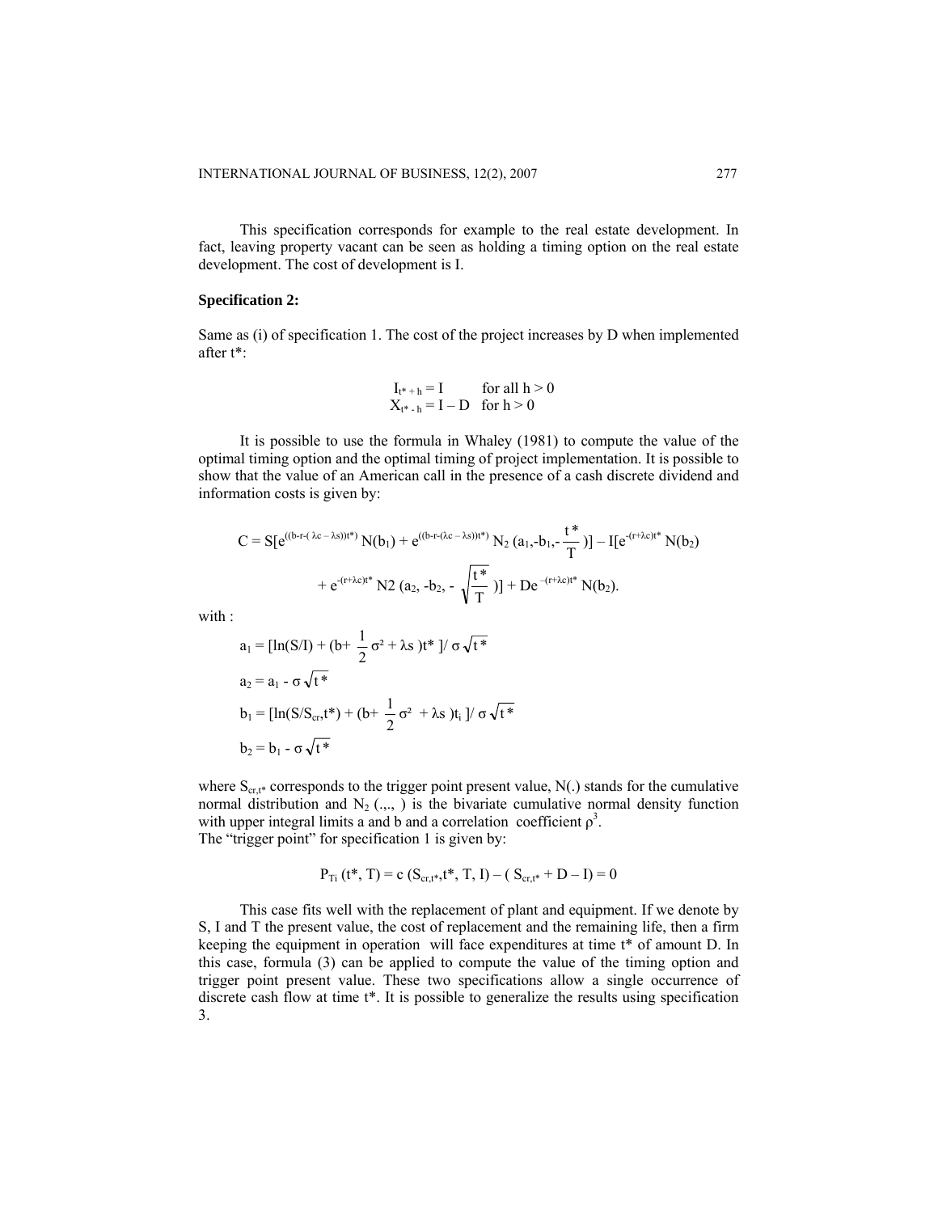This specification corresponds for example to the real estate development. In fact, leaving property vacant can be seen as holding a timing option on the real estate development. The cost of development is I.

**Specification 2:**

Same as (i) of specification 1. The cost of the project increases by D when implemented after t*:

$$I_{t^*+h} = I \quad \text{for all } h > 0$$
$$X_{t^*-h} = I - D \quad \text{for } h > 0$$

It is possible to use the formula in Whaley (1981) to compute the value of the optimal timing option and the optimal timing of project implementation. It is possible to show that the value of an American call in the presence of a cash discrete dividend and information costs is given by:

$$C = S[e^{((b-r-(\lambda c-\lambda s))t^*)} N(b_1) + e^{((b-r-(\lambda c-\lambda s))t^*)} N_2(a_1, -b_1, -\frac{t^*}{T})] - I[e^{-(r+\lambda c)t^*} N(b_2) + e^{-(r+\lambda c)t^*} N2(a_2, -b_2, -\sqrt{\frac{t^*}{T}})] + De^{-(r+\lambda c)t^*} N(b_2).$$

with :

$$a_1 = [\ln(S/I) + (b + \frac{1}{2}\sigma^2 + \lambda s)t^*]/\sigma\sqrt{t^*}$$

$$a_2 = a_1 - \sigma\sqrt{t^*}$$

$$b_1 = [\ln(S/S_{cr},t^*) + (b + \frac{1}{2}\sigma^2 + \lambda s)t_i]/\sigma\sqrt{t^*}$$

$$b_2 = b_1 - \sigma\sqrt{t^*}$$

where $S_{cr,t^*}$ corresponds to the trigger point present value, N(.) stands for the cumulative normal distribution and $N_2$ (.,., ) is the bivariate cumulative normal density function with upper integral limits a and b and a correlation coefficient ρ[3].
The "trigger point" for specification 1 is given by:

$$P_{Ti}(t^*, T) = c(S_{cr,t^*}, t^*, T, I) - (S_{cr,t^*} + D - I) = 0$$

This case fits well with the replacement of plant and equipment. If we denote by S, I and T the present value, the cost of replacement and the remaining life, then a firm keeping the equipment in operation will face expenditures at time t* of amount D. In this case, formula (3) can be applied to compute the value of the timing option and trigger point present value. These two specifications allow a single occurrence of discrete cash flow at time t*. It is possible to generalize the results using specification 3.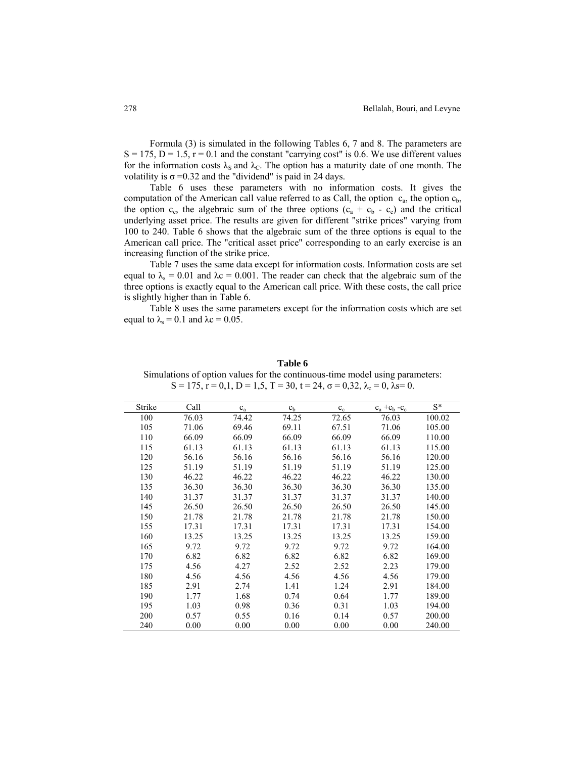Formula (3) is simulated in the following Tables 6, 7 and 8. The parameters are $S = 175$, $D = 1.5$, $r = 0.1$ and the constant "carrying cost" is 0.6. We use different values for the information costs $\lambda_S$ and $\lambda_C$. The option has a maturity date of one month. The volatility is $\sigma = 0.32$ and the "dividend" is paid in 24 days.

Table 6 uses these parameters with no information costs. It gives the computation of the American call value referred to as Call, the option $c_a$, the option $c_b$, the option $c_c$, the algebraic sum of the three options ($c_a + c_b - c_c$) and the critical underlying asset price. The results are given for different "strike prices" varying from 100 to 240. Table 6 shows that the algebraic sum of the three options is equal to the American call price. The "critical asset price" corresponding to an early exercise is an increasing function of the strike price.

Table 7 uses the same data except for information costs. Information costs are set equal to $\lambda_s = 0.01$ and $\lambda c = 0.001$. The reader can check that the algebraic sum of the three options is exactly equal to the American call price. With these costs, the call price is slightly higher than in Table 6.

Table 8 uses the same parameters except for the information costs which are set equal to $\lambda_s = 0.1$ and $\lambda c = 0.05$.

**Table 6**

Simulations of option values for the continuous-time model using parameters: $S = 175$, $r = 0{,}1$, $D = 1{,}5$, $T = 30$, $t = 24$, $\sigma = 0{,}32$, $\lambda_c = 0$, $\lambda s = 0$.

| Strike | Call | $c_a$ | $c_b$ | $c_c$ | $c_a + c_b - c_c$ | S* |
|---|---|---|---|---|---|---|
| 100 | 76.03 | 74.42 | 74.25 | 72.65 | 76.03 | 100.02 |
| 105 | 71.06 | 69.46 | 69.11 | 67.51 | 71.06 | 105.00 |
| 110 | 66.09 | 66.09 | 66.09 | 66.09 | 66.09 | 110.00 |
| 115 | 61.13 | 61.13 | 61.13 | 61.13 | 61.13 | 115.00 |
| 120 | 56.16 | 56.16 | 56.16 | 56.16 | 56.16 | 120.00 |
| 125 | 51.19 | 51.19 | 51.19 | 51.19 | 51.19 | 125.00 |
| 130 | 46.22 | 46.22 | 46.22 | 46.22 | 46.22 | 130.00 |
| 135 | 36.30 | 36.30 | 36.30 | 36.30 | 36.30 | 135.00 |
| 140 | 31.37 | 31.37 | 31.37 | 31.37 | 31.37 | 140.00 |
| 145 | 26.50 | 26.50 | 26.50 | 26.50 | 26.50 | 145.00 |
| 150 | 21.78 | 21.78 | 21.78 | 21.78 | 21.78 | 150.00 |
| 155 | 17.31 | 17.31 | 17.31 | 17.31 | 17.31 | 154.00 |
| 160 | 13.25 | 13.25 | 13.25 | 13.25 | 13.25 | 159.00 |
| 165 | 9.72 | 9.72 | 9.72 | 9.72 | 9.72 | 164.00 |
| 170 | 6.82 | 6.82 | 6.82 | 6.82 | 6.82 | 169.00 |
| 175 | 4.56 | 4.27 | 2.52 | 2.52 | 2.23 | 179.00 |
| 180 | 4.56 | 4.56 | 4.56 | 4.56 | 4.56 | 179.00 |
| 185 | 2.91 | 2.74 | 1.41 | 1.24 | 2.91 | 184.00 |
| 190 | 1.77 | 1.68 | 0.74 | 0.64 | 1.77 | 189.00 |
| 195 | 1.03 | 0.98 | 0.36 | 0.31 | 1.03 | 194.00 |
| 200 | 0.57 | 0.55 | 0.16 | 0.14 | 0.57 | 200.00 |
| 240 | 0.00 | 0.00 | 0.00 | 0.00 | 0.00 | 240.00 |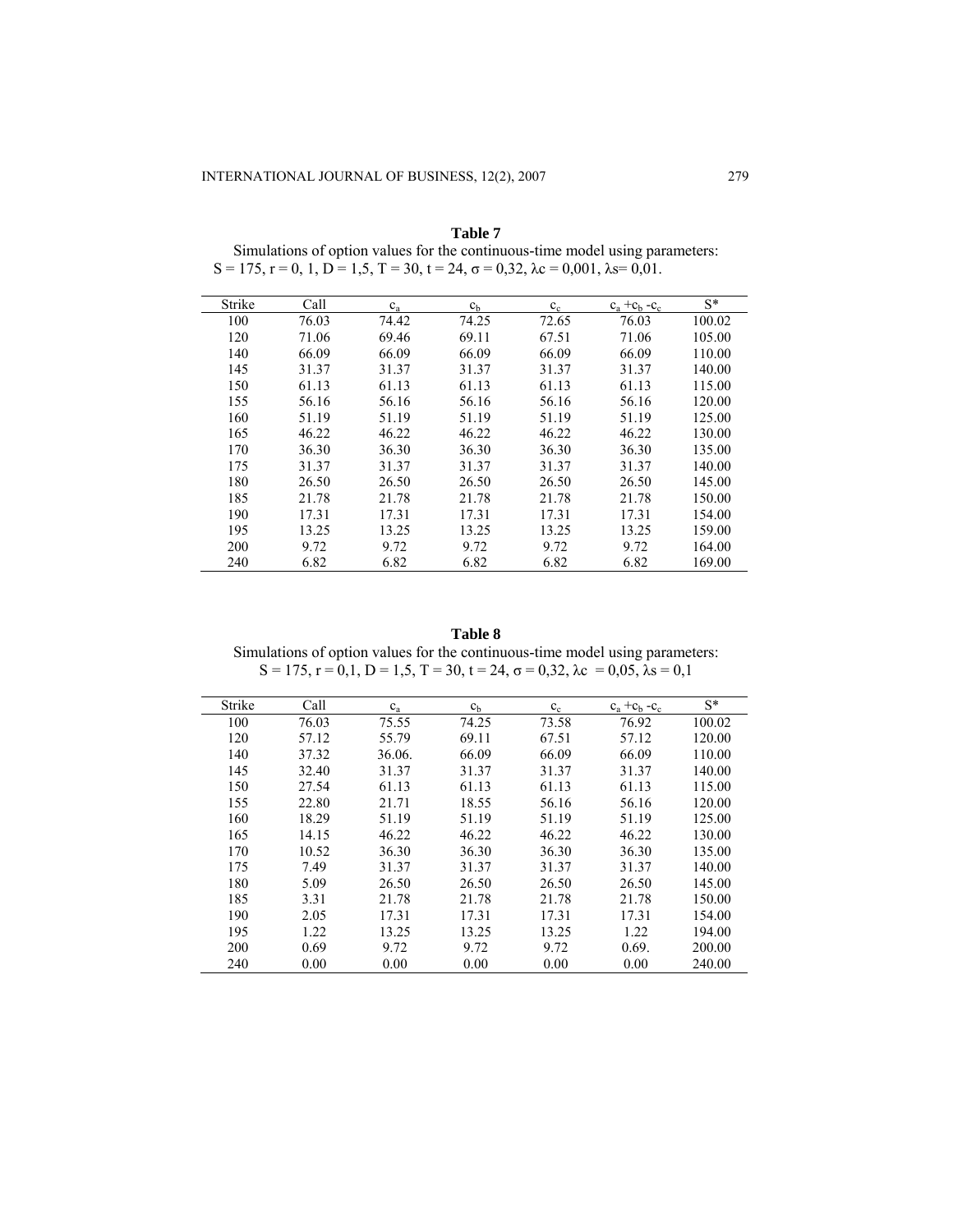**Table 7**

Simulations of option values for the continuous-time model using parameters: S = 175, r = 0, 1, D = 1,5, T = 30, t = 24, σ = 0,32, λc = 0,001, λs= 0,01.

| Strike | Call | $c_a$ | $c_b$ | $c_c$ | $c_a + c_b - c_c$ | S* |
|---|---|---|---|---|---|---|
| 100 | 76.03 | 74.42 | 74.25 | 72.65 | 76.03 | 100.02 |
| 120 | 71.06 | 69.46 | 69.11 | 67.51 | 71.06 | 105.00 |
| 140 | 66.09 | 66.09 | 66.09 | 66.09 | 66.09 | 110.00 |
| 145 | 31.37 | 31.37 | 31.37 | 31.37 | 31.37 | 140.00 |
| 150 | 61.13 | 61.13 | 61.13 | 61.13 | 61.13 | 115.00 |
| 155 | 56.16 | 56.16 | 56.16 | 56.16 | 56.16 | 120.00 |
| 160 | 51.19 | 51.19 | 51.19 | 51.19 | 51.19 | 125.00 |
| 165 | 46.22 | 46.22 | 46.22 | 46.22 | 46.22 | 130.00 |
| 170 | 36.30 | 36.30 | 36.30 | 36.30 | 36.30 | 135.00 |
| 175 | 31.37 | 31.37 | 31.37 | 31.37 | 31.37 | 140.00 |
| 180 | 26.50 | 26.50 | 26.50 | 26.50 | 26.50 | 145.00 |
| 185 | 21.78 | 21.78 | 21.78 | 21.78 | 21.78 | 150.00 |
| 190 | 17.31 | 17.31 | 17.31 | 17.31 | 17.31 | 154.00 |
| 195 | 13.25 | 13.25 | 13.25 | 13.25 | 13.25 | 159.00 |
| 200 | 9.72 | 9.72 | 9.72 | 9.72 | 9.72 | 164.00 |
| 240 | 6.82 | 6.82 | 6.82 | 6.82 | 6.82 | 169.00 |

**Table 8**

Simulations of option values for the continuous-time model using parameters: S = 175, r = 0,1, D = 1,5, T = 30, t = 24, σ = 0,32, λc = 0,05, λs = 0,1

| Strike | Call | $c_a$ | $c_b$ | $c_c$ | $c_a + c_b - c_c$ | S* |
|---|---|---|---|---|---|---|
| 100 | 76.03 | 75.55 | 74.25 | 73.58 | 76.92 | 100.02 |
| 120 | 57.12 | 55.79 | 69.11 | 67.51 | 57.12 | 120.00 |
| 140 | 37.32 | 36.06. | 66.09 | 66.09 | 66.09 | 110.00 |
| 145 | 32.40 | 31.37 | 31.37 | 31.37 | 31.37 | 140.00 |
| 150 | 27.54 | 61.13 | 61.13 | 61.13 | 61.13 | 115.00 |
| 155 | 22.80 | 21.71 | 18.55 | 56.16 | 56.16 | 120.00 |
| 160 | 18.29 | 51.19 | 51.19 | 51.19 | 51.19 | 125.00 |
| 165 | 14.15 | 46.22 | 46.22 | 46.22 | 46.22 | 130.00 |
| 170 | 10.52 | 36.30 | 36.30 | 36.30 | 36.30 | 135.00 |
| 175 | 7.49 | 31.37 | 31.37 | 31.37 | 31.37 | 140.00 |
| 180 | 5.09 | 26.50 | 26.50 | 26.50 | 26.50 | 145.00 |
| 185 | 3.31 | 21.78 | 21.78 | 21.78 | 21.78 | 150.00 |
| 190 | 2.05 | 17.31 | 17.31 | 17.31 | 17.31 | 154.00 |
| 195 | 1.22 | 13.25 | 13.25 | 13.25 | 1.22 | 194.00 |
| 200 | 0.69 | 9.72 | 9.72 | 9.72 | 0.69. | 200.00 |
| 240 | 0.00 | 0.00 | 0.00 | 0.00 | 0.00 | 240.00 |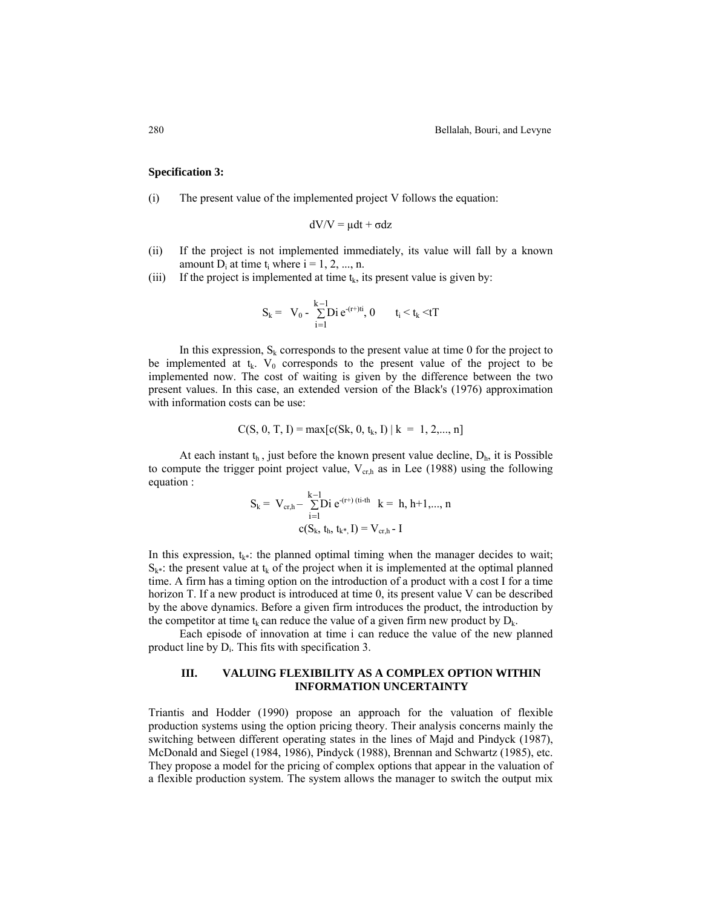**Specification 3:**

(i) The present value of the implemented project V follows the equation:

$$dV/V = \mu dt + \sigma dz$$

(ii) If the project is not implemented immediately, its value will fall by a known amount $D_i$ at time $t_i$ where $i = 1, 2, ..., n$.

(iii) If the project is implemented at time $t_k$, its present value is given by:

$$S_k = V_0 - \sum_{i=1}^{k-1} Di\, e^{-(r+)ti}, 0 \qquad t_i < t_k < tT$$

In this expression, $S_k$ corresponds to the present value at time 0 for the project to be implemented at $t_k$. $V_0$ corresponds to the present value of the project to be implemented now. The cost of waiting is given by the difference between the two present values. In this case, an extended version of the Black's (1976) approximation with information costs can be use:

$$C(S, 0, T, I) = \max[c(Sk, 0, t_k, I) \mid k = 1, 2, ..., n]$$

At each instant $t_h$, just before the known present value decline, $D_h$, it is Possible to compute the trigger point project value, $V_{cr,h}$ as in Lee (1988) using the following equation :

$$S_k = V_{cr,h} - \sum_{i=1}^{k-1} Di\, e^{-(r+)(ti-th} \quad k = h, h+1, ..., n$$

$$c(S_k, t_h, t_{k^*}, I) = V_{cr,h} - I$$

In this expression, $t_{k^*}$: the planned optimal timing when the manager decides to wait; $S_{k^*}$: the present value at $t_k$ of the project when it is implemented at the optimal planned time. A firm has a timing option on the introduction of a product with a cost I for a time horizon T. If a new product is introduced at time 0, its present value V can be described by the above dynamics. Before a given firm introduces the product, the introduction by the competitor at time $t_k$ can reduce the value of a given firm new product by $D_k$.

Each episode of innovation at time i can reduce the value of the new planned product line by $D_i$. This fits with specification 3.

## III. VALUING FLEXIBILITY AS A COMPLEX OPTION WITHIN INFORMATION UNCERTAINTY

Triantis and Hodder (1990) propose an approach for the valuation of flexible production systems using the option pricing theory. Their analysis concerns mainly the switching between different operating states in the lines of Majd and Pindyck (1987), McDonald and Siegel (1984, 1986), Pindyck (1988), Brennan and Schwartz (1985), etc. They propose a model for the pricing of complex options that appear in the valuation of a flexible production system. The system allows the manager to switch the output mix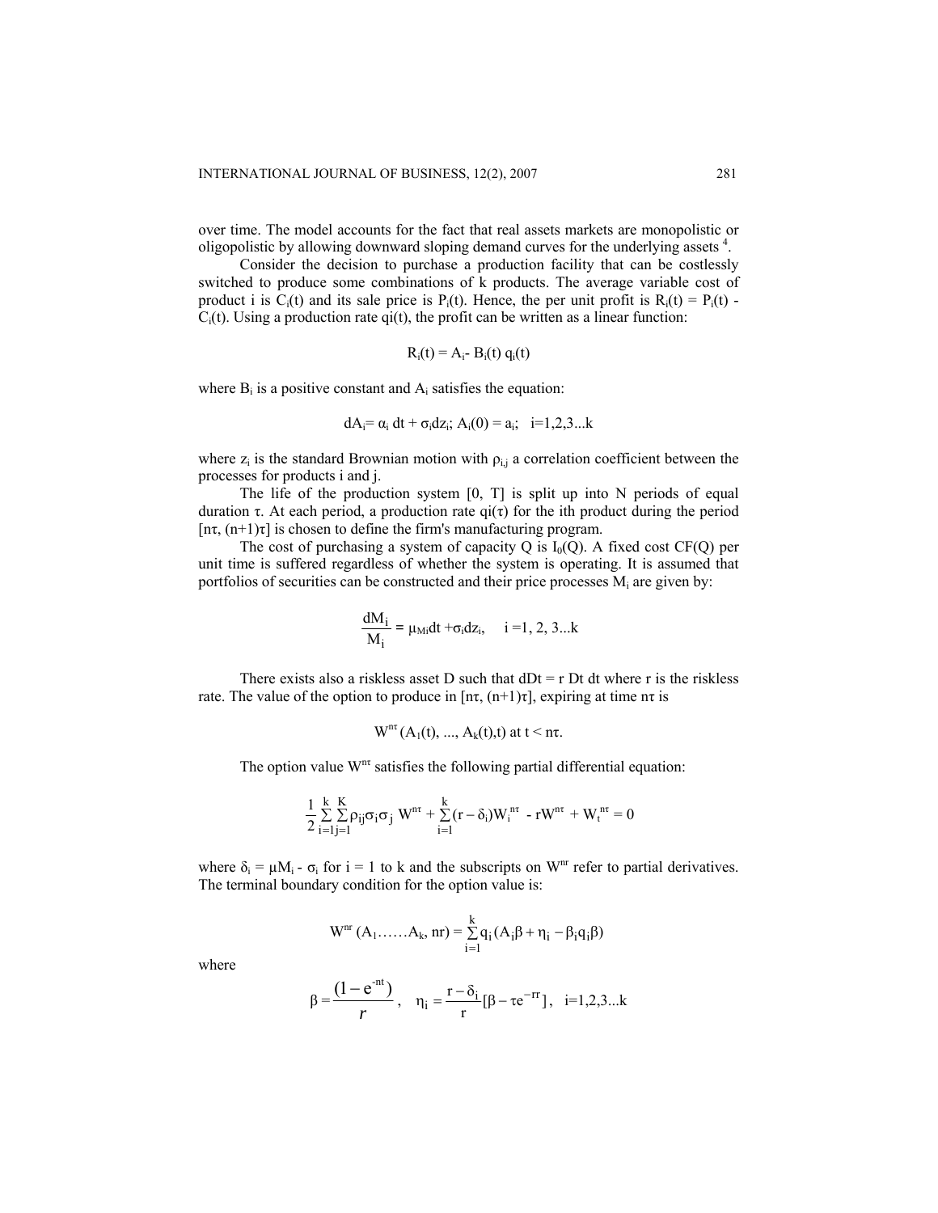over time. The model accounts for the fact that real assets markets are monopolistic or oligopolistic by allowing downward sloping demand curves for the underlying assets [4].

Consider the decision to purchase a production facility that can be costlessly switched to produce some combinations of k products. The average variable cost of product i is $C_i(t)$ and its sale price is $P_i(t)$. Hence, the per unit profit is $R_i(t) = P_i(t) - C_i(t)$. Using a production rate qi(t), the profit can be written as a linear function:

$$R_i(t) = A_i - B_i(t)\, q_i(t)$$

where $B_i$ is a positive constant and $A_i$ satisfies the equation:

$$dA_i = \alpha_i\, dt + \sigma_i dz_i;\; A_i(0) = a_i; \quad i=1,2,3...k$$

where $z_i$ is the standard Brownian motion with $\rho_{i,j}$ a correlation coefficient between the processes for products i and j.

The life of the production system [0, T] is split up into N periods of equal duration τ. At each period, a production rate qi(τ) for the ith product during the period [nτ, (n+1)τ] is chosen to define the firm's manufacturing program.

The cost of purchasing a system of capacity Q is $I_0(Q)$. A fixed cost CF(Q) per unit time is suffered regardless of whether the system is operating. It is assumed that portfolios of securities can be constructed and their price processes $M_i$ are given by:

$$\frac{dM_i}{M_i} = \mu_{Mi} dt + \sigma_i dz_i, \quad i = 1, 2, 3...k$$

There exists also a riskless asset D such that dDt = r Dt dt where r is the riskless rate. The value of the option to produce in [nτ, (n+1)τ], expiring at time nτ is

$$W^{n\tau}(A_1(t), ..., A_k(t), t) \text{ at } t < n\tau.$$

The option value $W^{n\tau}$ satisfies the following partial differential equation:

$$\frac{1}{2}\sum_{i=1}^{k}\sum_{j=1}^{K}\rho_{ij}\sigma_i\sigma_j\, W^{n\tau} + \sum_{i=1}^{k}(r-\delta_i)W_i^{n\tau} - rW^{n\tau} + W_t^{n\tau} = 0$$

where $\delta_i = \mu M_i - \sigma_i$ for i = 1 to k and the subscripts on $W^{nr}$ refer to partial derivatives. The terminal boundary condition for the option value is:

$$W^{nr}(A_1 \ldots\ldots A_k, nr) = \sum_{i=1}^{k} q_i (A_i\beta + \eta_i - \beta_i q_i \beta)$$

where

$$\beta = \frac{(1-e^{-nt})}{r}, \quad \eta_i = \frac{r-\delta_i}{r}[\beta - \tau e^{-rr}], \quad i=1,2,3...k$$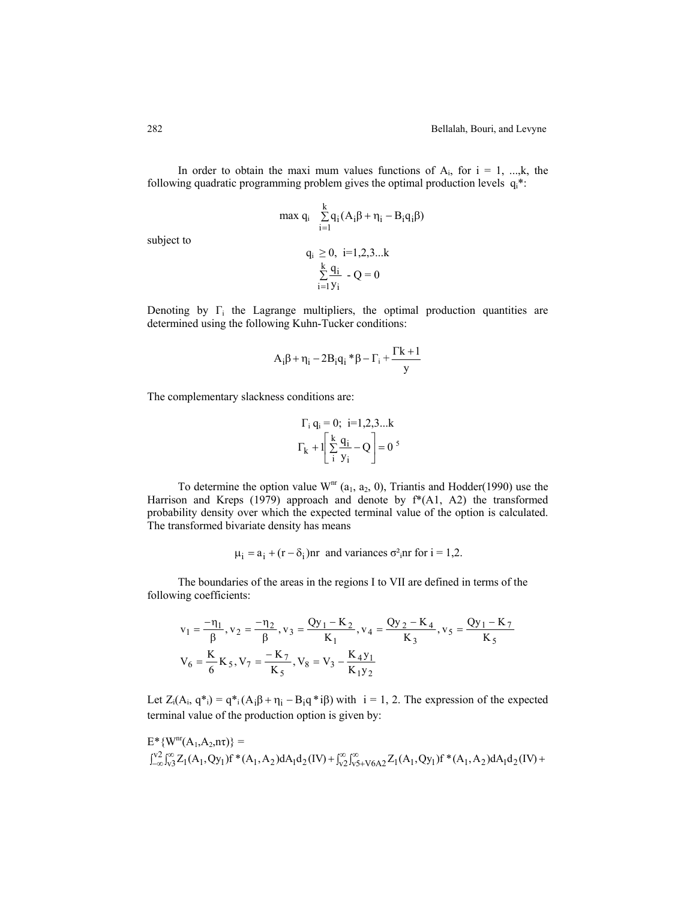In order to obtain the maxi mum values functions of $A_i$, for i = 1, ...,k, the following quadratic programming problem gives the optimal production levels $q_i$*:

$$\max q_i \quad \sum_{i=1}^{k} q_i (A_i \beta + \eta_i - B_i q_i \beta)$$

subject to

$$q_i \geq 0, \ \ i=1,2,3...k$$
$$\sum_{i=1}^{k} \frac{q_i}{y_i} - Q = 0$$

Denoting by $\Gamma_i$ the Lagrange multipliers, the optimal production quantities are determined using the following Kuhn-Tucker conditions:

$$A_i \beta + \eta_i - 2B_i q_i * \beta - \Gamma_i + \frac{\Gamma k + 1}{y}$$

The complementary slackness conditions are:

$$\Gamma_i \, q_i = 0; \ \ i=1,2,3...k$$
$$\Gamma_k + 1 \left[ \sum_{i}^{k} \frac{q_i}{y_i} - Q \right] = 0$$ [5]

To determine the option value $W^{nr}$ ($a_1$, $a_2$, 0), Triantis and Hodder(1990) use the Harrison and Kreps (1979) approach and denote by f*(A1, A2) the transformed probability density over which the expected terminal value of the option is calculated. The transformed bivariate density has means

$$\mu_i = a_i + (r - \delta_i) nr \ \text{ and variances } \sigma^2_i nr \text{ for i = 1,2.}$$

The boundaries of the areas in the regions I to VII are defined in terms of the following coefficients:

$$v_1 = \frac{-\eta_1}{\beta}, v_2 = \frac{-\eta_2}{\beta}, v_3 = \frac{Qy_1 - K_2}{K_1}, v_4 = \frac{Qy_2 - K_4}{K_3}, v_5 = \frac{Qy_1 - K_7}{K_5}$$
$$V_6 = \frac{K}{6} K_5, V_7 = \frac{-K_7}{K_5}, V_8 = V_3 - \frac{K_4 y_1}{K_1 y_2}$$

Let $Z_i(A_i, q*_i) = q*_i (A_i \beta + \eta_i - B_i q * i\beta)$ with i = 1, 2. The expression of the expected terminal value of the production option is given by:

$$E^*\{W^{nr}(A_1, A_2, n\tau)\} =$$
$$\int_{-\infty}^{v2} \int_{v3}^{\infty} Z_1(A_1, Qy_1) f^*(A_1, A_2) dA_1 d_2 (IV) + \int_{v2}^{\infty} \int_{v5+V6A2}^{\infty} Z_1(A_1, Qy_1) f^*(A_1, A_2) dA_1 d_2 (IV) +$$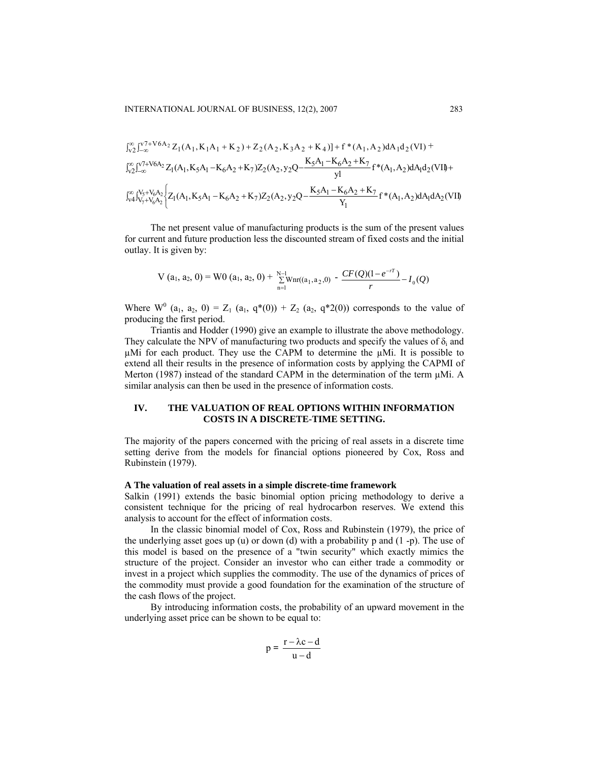$$\int_{v2}^{\infty}\int_{-\infty}^{v7+V6A_2} Z_1(A_1, K_1A_1 + K_2) + Z_2(A_2, K_3A_2 + K_4)] + f^*(A_1, A_2)dA_1d_2(VI) +$$

$$\int_{v2}^{\infty}\int_{-\infty}^{v7+V6A_2} Z_1(A_1, K_5A_1 - K_6A_2 + K_7)Z_2(A_2, y_2Q - \frac{K_5A_1 - K_6A_2 + K_7}{yl} f^*(A_1, A_2)dA_1d_2(VII) +$$

$$\int_{v4}^{\infty}\int_{V_7+V_6A_2}^{V_5+V_6A_2}\left\{Z_1(A_1, K_5A_1 - K_6A_2 + K_7)Z_2(A_2, y_2Q - \frac{K_5A_1 - K_6A_2 + K_7}{Y_1} f^*(A_1, A_2)dA_1dA_2(VII)\right.$$

The net present value of manufacturing products is the sum of the present values for current and future production less the discounted stream of fixed costs and the initial outlay. It is given by:

$$V(a_1, a_2, 0) = W0(a_1, a_2, 0) + \sum_{n=1}^{N-1} Wnr((a_1, a_2, 0) - \frac{CF(Q)(1-e^{-rT})}{r} - I_0(Q)$$

Where $W^0(a_1, a_2, 0) = Z_1(a_1, q^*(0)) + Z_2(a_2, q^*2(0))$ corresponds to the value of producing the first period.

Triantis and Hodder (1990) give an example to illustrate the above methodology. They calculate the NPV of manufacturing two products and specify the values of $\delta_i$ and $\mu Mi$ for each product. They use the CAPM to determine the $\mu Mi$. It is possible to extend all their results in the presence of information costs by applying the CAPMI of Merton (1987) instead of the standard CAPM in the determination of the term $\mu Mi$. A similar analysis can then be used in the presence of information costs.

## IV. THE VALUATION OF REAL OPTIONS WITHIN INFORMATION COSTS IN A DISCRETE-TIME SETTING.

The majority of the papers concerned with the pricing of real assets in a discrete time setting derive from the models for financial options pioneered by Cox, Ross and Rubinstein (1979).

### A The valuation of real assets in a simple discrete-time framework

Salkin (1991) extends the basic binomial option pricing methodology to derive a consistent technique for the pricing of real hydrocarbon reserves. We extend this analysis to account for the effect of information costs.

In the classic binomial model of Cox, Ross and Rubinstein (1979), the price of the underlying asset goes up (u) or down (d) with a probability p and (1 -p). The use of this model is based on the presence of a "twin security" which exactly mimics the structure of the project. Consider an investor who can either trade a commodity or invest in a project which supplies the commodity. The use of the dynamics of prices of the commodity must provide a good foundation for the examination of the structure of the cash flows of the project.

By introducing information costs, the probability of an upward movement in the underlying asset price can be shown to be equal to:

$$p = \frac{r - \lambda c - d}{u - d}$$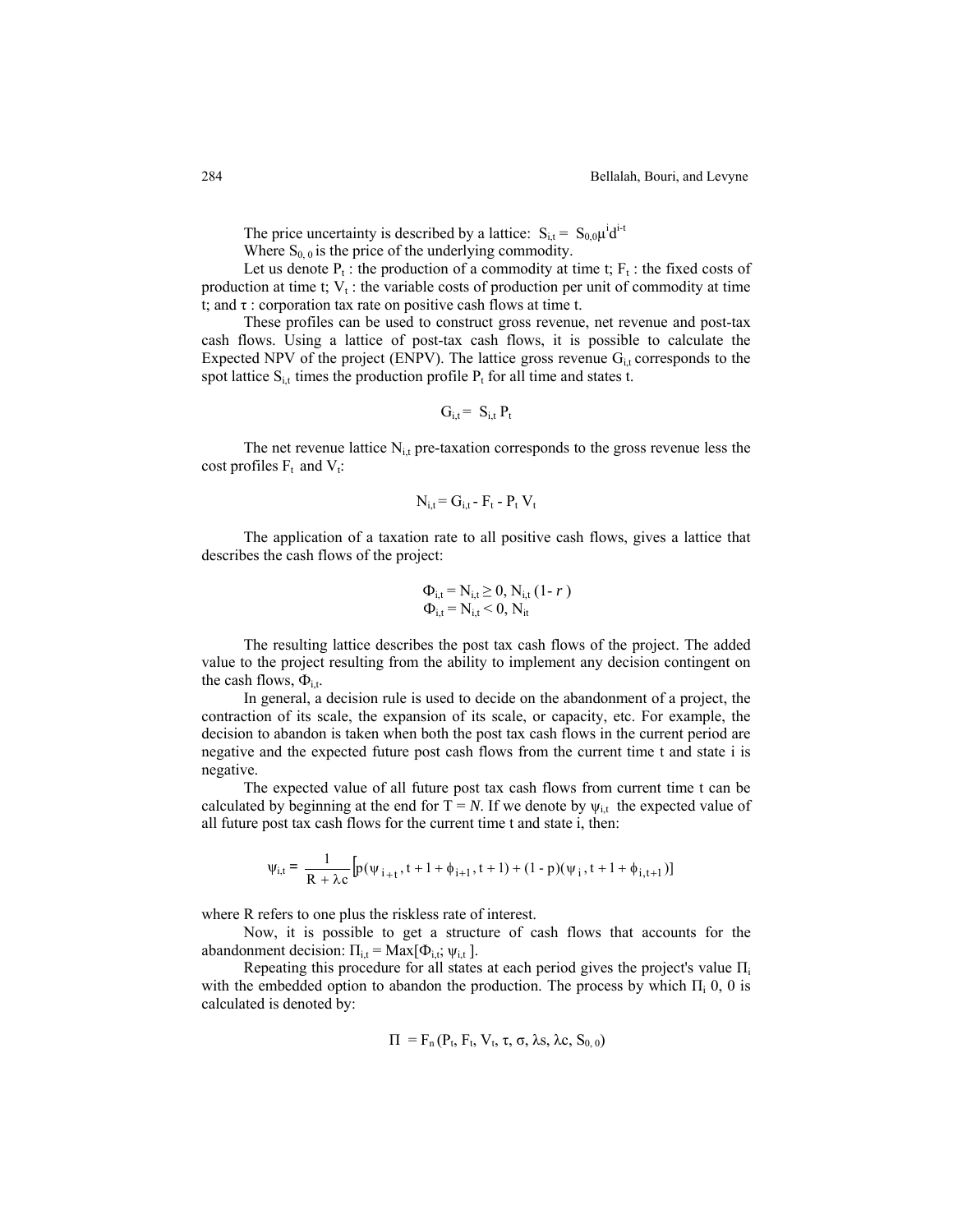The price uncertainty is described by a lattice: $S_{i,t} = S_{0,0}\mu^i d^{i-t}$

Where $S_{0,0}$ is the price of the underlying commodity.

Let us denote $P_t$ : the production of a commodity at time t; $F_t$ : the fixed costs of production at time t; $V_t$ : the variable costs of production per unit of commodity at time t; and $\tau$ : corporation tax rate on positive cash flows at time t.

These profiles can be used to construct gross revenue, net revenue and post-tax cash flows. Using a lattice of post-tax cash flows, it is possible to calculate the Expected NPV of the project (ENPV). The lattice gross revenue $G_{i,t}$ corresponds to the spot lattice $S_{i,t}$ times the production profile $P_t$ for all time and states t.

$$G_{i,t} = S_{i,t} P_t$$

The net revenue lattice $N_{i,t}$ pre-taxation corresponds to the gross revenue less the cost profiles $F_t$ and $V_t$:

$$N_{i,t} = G_{i,t} - F_t - P_t V_t$$

The application of a taxation rate to all positive cash flows, gives a lattice that describes the cash flows of the project:

$$\Phi_{i,t} = N_{i,t} \geq 0,\ N_{i,t}\,(1- r\,)$$
$$\Phi_{i,t} = N_{i,t} < 0,\ N_{it}$$

The resulting lattice describes the post tax cash flows of the project. The added value to the project resulting from the ability to implement any decision contingent on the cash flows, $\Phi_{i,t}$.

In general, a decision rule is used to decide on the abandonment of a project, the contraction of its scale, the expansion of its scale, or capacity, etc. For example, the decision to abandon is taken when both the post tax cash flows in the current period are negative and the expected future post cash flows from the current time t and state i is negative.

The expected value of all future post tax cash flows from current time t can be calculated by beginning at the end for T = *N*. If we denote by $\psi_{i,t}$ the expected value of all future post tax cash flows for the current time t and state i, then:

$$\psi_{i,t} = \frac{1}{R + \lambda c}\left[p(\psi_{i+t}, t+1 + \phi_{i+1}, t+1) + (1-p)(\psi_i, t+1 + \phi_{i,t+1})\right]$$

where R refers to one plus the riskless rate of interest.

Now, it is possible to get a structure of cash flows that accounts for the abandonment decision: $\Pi_{i,t} = \text{Max}[\Phi_{i,t}; \psi_{i,t}]$.

Repeating this procedure for all states at each period gives the project's value $\Pi_i$ with the embedded option to abandon the production. The process by which $\Pi_i$ 0, 0 is calculated is denoted by:

$$\Pi = F_n(P_t, F_t, V_t, \tau, \sigma, \lambda s, \lambda c, S_{0,0})$$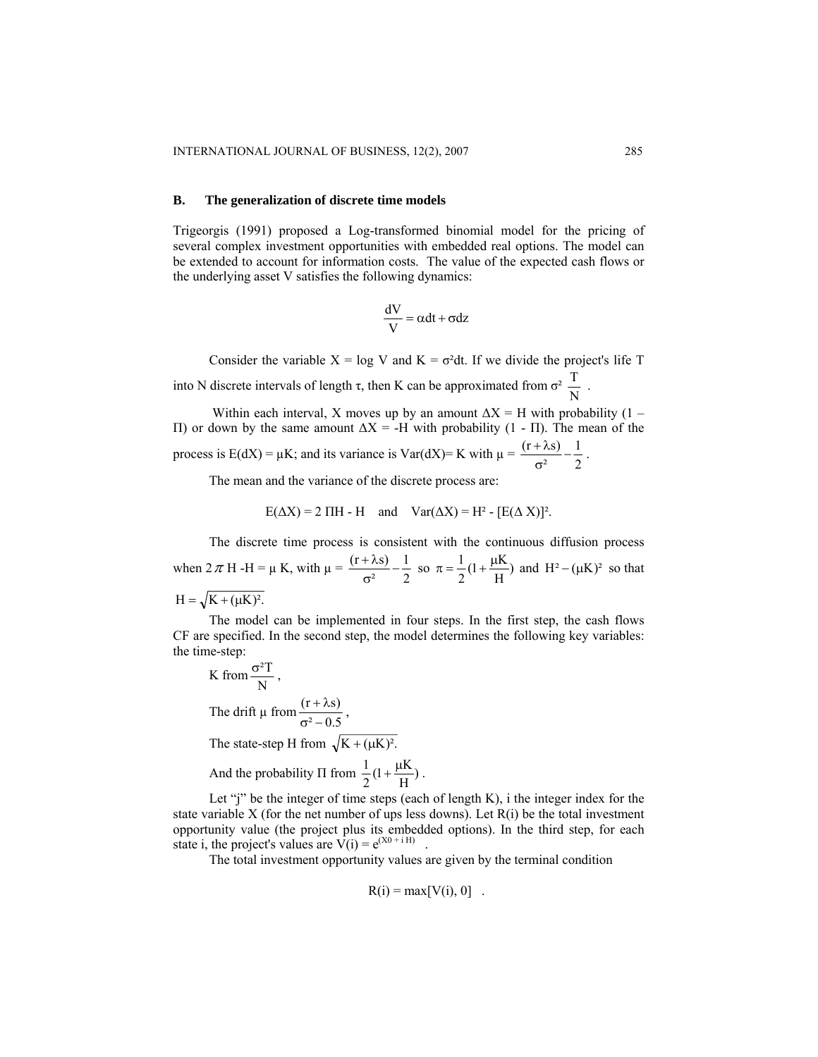### B. The generalization of discrete time models

Trigeorgis (1991) proposed a Log-transformed binomial model for the pricing of several complex investment opportunities with embedded real options. The model can be extended to account for information costs. The value of the expected cash flows or the underlying asset V satisfies the following dynamics:

$$\frac{dV}{V} = \alpha dt + \sigma dz$$

Consider the variable X = log V and K = σ²dt. If we divide the project's life T into N discrete intervals of length τ, then K can be approximated from $\sigma^2 \frac{T}{N}$ .

Within each interval, X moves up by an amount ΔX = H with probability (1 – Π) or down by the same amount ΔX = -H with probability (1 - Π). The mean of the process is E(dX) = μK; and its variance is Var(dX)= K with $\mu = \frac{(r+\lambda s)}{\sigma^2} - \frac{1}{2}$ .

The mean and the variance of the discrete process are:

$$E(\Delta X) = 2\,\Pi H - H \quad \text{and} \quad Var(\Delta X) = H^2 - [E(\Delta X)]^2.$$

The discrete time process is consistent with the continuous diffusion process when $2\pi$ H -H = μ K, with $\mu = \frac{(r+\lambda s)}{\sigma^2} - \frac{1}{2}$ so $\pi = \frac{1}{2}(1 + \frac{\mu K}{H})$ and $H^2 - (\mu K)^2$ so that $H = \sqrt{K + (\mu K)^2}$.

The model can be implemented in four steps. In the first step, the cash flows CF are specified. In the second step, the model determines the following key variables: the time-step:

K from $\frac{\sigma^2 T}{N}$ ,

The drift μ from $\frac{(r+\lambda s)}{\sigma^2 - 0.5}$ ,

The state-step H from $\sqrt{K + (\mu K)^2}$.

And the probability Π from $\frac{1}{2}(1 + \frac{\mu K}{H})$ .

Let "j" be the integer of time steps (each of length K), i the integer index for the state variable X (for the net number of ups less downs). Let R(i) be the total investment opportunity value (the project plus its embedded options). In the third step, for each state i, the project's values are $V(i) = e^{(X0 + i H)}$ .

The total investment opportunity values are given by the terminal condition

$$R(i) = \max[V(i), 0] \quad .$$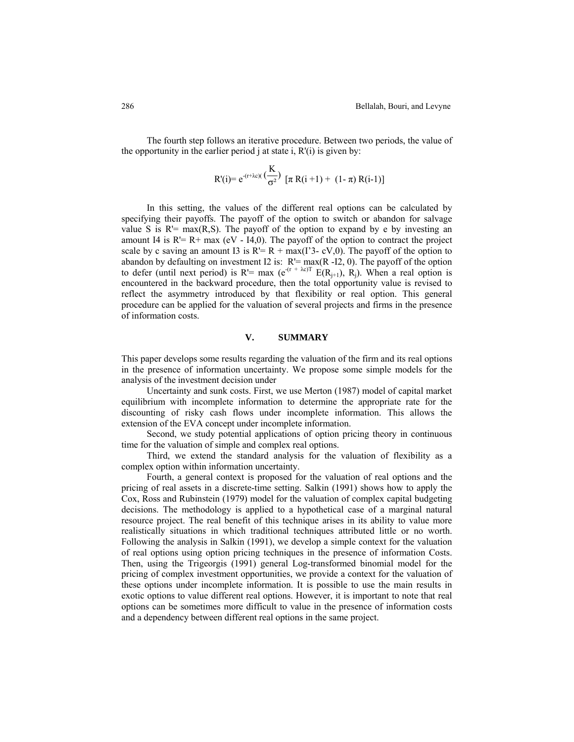The fourth step follows an iterative procedure. Between two periods, the value of the opportunity in the earlier period j at state i, R'(i) is given by:

$$R'(i)= e^{-(r+\lambda c)(\frac{K}{\sigma^2})} [\pi R(i+1) + (1-\pi) R(i-1)]$$

In this setting, the values of the different real options can be calculated by specifying their payoffs. The payoff of the option to switch or abandon for salvage value S is R'= max(R,S). The payoff of the option to expand by e by investing an amount I4 is R'= R+ max (eV - I4,0). The payoff of the option to contract the project scale by c saving an amount I3 is R'= R + max(I'3- cV,0). The payoff of the option to abandon by defaulting on investment I2 is: R'= max(R -I2, 0). The payoff of the option to defer (until next period) is R'= max ($e^{-(r + \lambda c)T}$ $E(R_{j+1})$, $R_j$). When a real option is encountered in the backward procedure, then the total opportunity value is revised to reflect the asymmetry introduced by that flexibility or real option. This general procedure can be applied for the valuation of several projects and firms in the presence of information costs.

## V. SUMMARY

This paper develops some results regarding the valuation of the firm and its real options in the presence of information uncertainty. We propose some simple models for the analysis of the investment decision under

Uncertainty and sunk costs. First, we use Merton (1987) model of capital market equilibrium with incomplete information to determine the appropriate rate for the discounting of risky cash flows under incomplete information. This allows the extension of the EVA concept under incomplete information.

Second, we study potential applications of option pricing theory in continuous time for the valuation of simple and complex real options.

Third, we extend the standard analysis for the valuation of flexibility as a complex option within information uncertainty.

Fourth, a general context is proposed for the valuation of real options and the pricing of real assets in a discrete-time setting. Salkin (1991) shows how to apply the Cox, Ross and Rubinstein (1979) model for the valuation of complex capital budgeting decisions. The methodology is applied to a hypothetical case of a marginal natural resource project. The real benefit of this technique arises in its ability to value more realistically situations in which traditional techniques attributed little or no worth. Following the analysis in Salkin (1991), we develop a simple context for the valuation of real options using option pricing techniques in the presence of information Costs. Then, using the Trigeorgis (1991) general Log-transformed binomial model for the pricing of complex investment opportunities, we provide a context for the valuation of these options under incomplete information. It is possible to use the main results in exotic options to value different real options. However, it is important to note that real options can be sometimes more difficult to value in the presence of information costs and a dependency between different real options in the same project.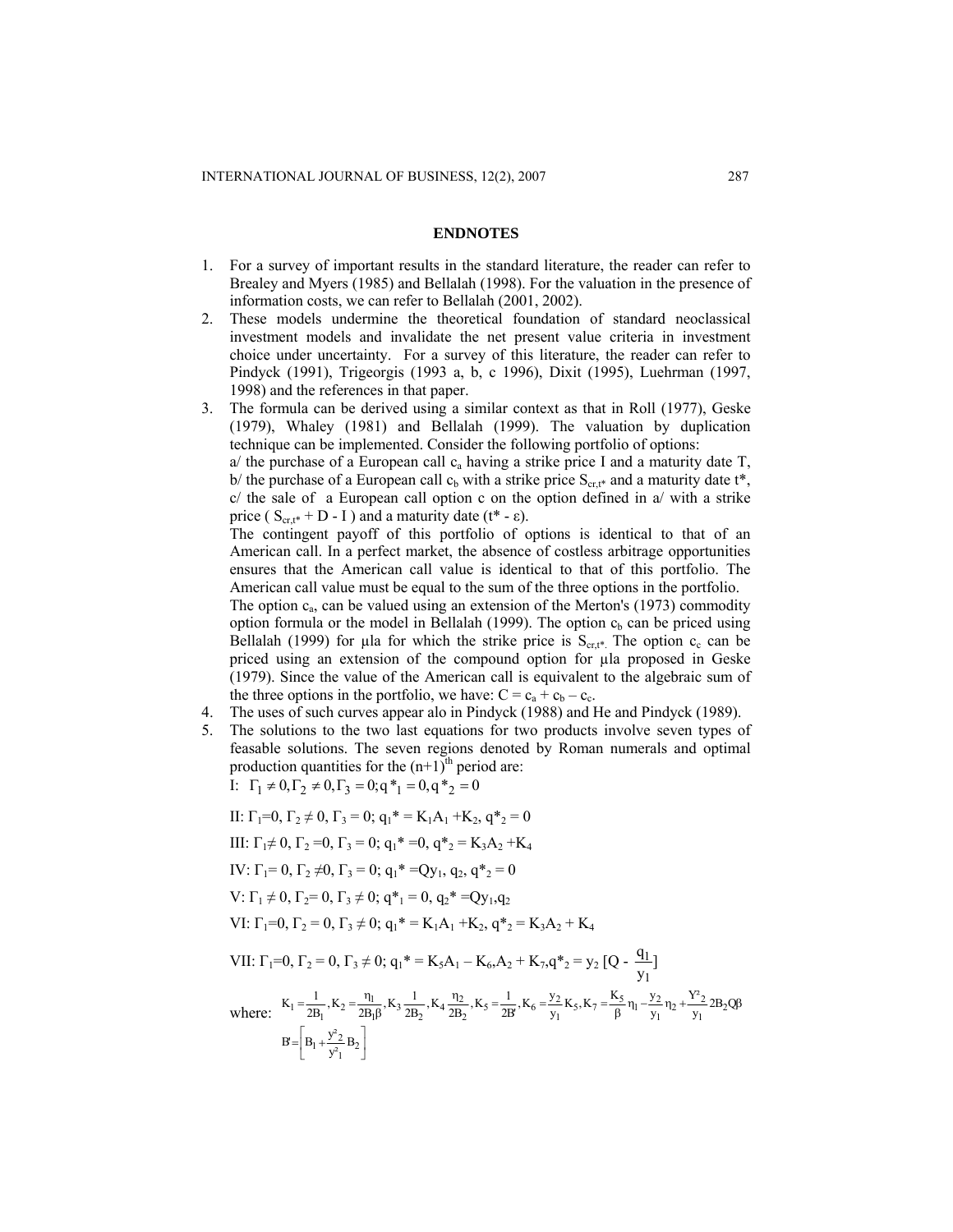## ENDNOTES

1. For a survey of important results in the standard literature, the reader can refer to Brealey and Myers (1985) and Bellalah (1998). For the valuation in the presence of information costs, we can refer to Bellalah (2001, 2002).
2. These models undermine the theoretical foundation of standard neoclassical investment models and invalidate the net present value criteria in investment choice under uncertainty. For a survey of this literature, the reader can refer to Pindyck (1991), Trigeorgis (1993 a, b, c 1996), Dixit (1995), Luehrman (1997, 1998) and the references in that paper.
3. The formula can be derived using a similar context as that in Roll (1977), Geske (1979), Whaley (1981) and Bellalah (1999). The valuation by duplication technique can be implemented. Consider the following portfolio of options:
   a/ the purchase of a European call $c_a$ having a strike price I and a maturity date T,
   b/ the purchase of a European call $c_b$ with a strike price $S_{cr,t^*}$ and a maturity date t*,
   c/ the sale of a European call option c on the option defined in a/ with a strike price ( $S_{cr,t^*}$ + D - I ) and a maturity date (t* - ε).
   The contingent payoff of this portfolio of options is identical to that of an American call. In a perfect market, the absence of costless arbitrage opportunities ensures that the American call value is identical to that of this portfolio. The American call value must be equal to the sum of the three options in the portfolio.
   The option $c_a$, can be valued using an extension of the Merton's (1973) commodity option formula or the model in Bellalah (1999). The option $c_b$ can be priced using Bellalah (1999) for µla for which the strike price is $S_{cr,t^*}$. The option $c_c$ can be priced using an extension of the compound option for µla proposed in Geske (1979). Since the value of the American call is equivalent to the algebraic sum of the three options in the portfolio, we have: $C = c_a + c_b - c_c$.
4. The uses of such curves appear alo in Pindyck (1988) and He and Pindyck (1989).
5. The solutions to the two last equations for two products involve seven types of feasable solutions. The seven regions denoted by Roman numerals and optimal production quantities for the (n+1)[th] period are:

   I: $\Gamma_1 \neq 0, \Gamma_2 \neq 0, \Gamma_3 = 0; q^*_1 = 0, q^*_2 = 0$

   II: $\Gamma_1 = 0$, $\Gamma_2 \neq 0$, $\Gamma_3 = 0$; $q_1^* = K_1A_1 + K_2$, $q^*_2 = 0$

   III: $\Gamma_1 \neq 0$, $\Gamma_2 = 0$, $\Gamma_3 = 0$; $q_1^* = 0$, $q^*_2 = K_3A_2 + K_4$

   IV: $\Gamma_1 = 0$, $\Gamma_2 \neq 0$, $\Gamma_3 = 0$; $q_1^* = Qy_1, q_2$, $q^*_2 = 0$

   V: $\Gamma_1 \neq 0$, $\Gamma_2 = 0$, $\Gamma_3 \neq 0$; $q^*_1 = 0$, $q_2^* = Qy_1, q_2$

   VI: $\Gamma_1 = 0$, $\Gamma_2 = 0$, $\Gamma_3 \neq 0$; $q_1^* = K_1A_1 + K_2$, $q^*_2 = K_3A_2 + K_4$

   VII: $\Gamma_1 = 0$, $\Gamma_2 = 0$, $\Gamma_3 \neq 0$; $q_1^* = K_5A_1 - K_6, A_2 + K_7$, $q^*_2 = y_2 \left[Q - \frac{q_1}{y_1}\right]$

   where: $K_1 = \frac{1}{2B_1}, K_2 = \frac{\eta_1}{2B_1\beta}, K_3 \frac{1}{2B_2}, K_4 \frac{\eta_2}{2B_2}, K_5 = \frac{1}{2B'}, K_6 = \frac{y_2}{y_1}K_5, K_7 = \frac{K_5}{\beta}\eta_1 - \frac{y_2}{y_1}\eta_2 + \frac{Y^2_2}{y_1}2B_2Q\beta$

   $$B' = \left[B_1 + \frac{y^2_2}{y^2_1}B_2\right]$$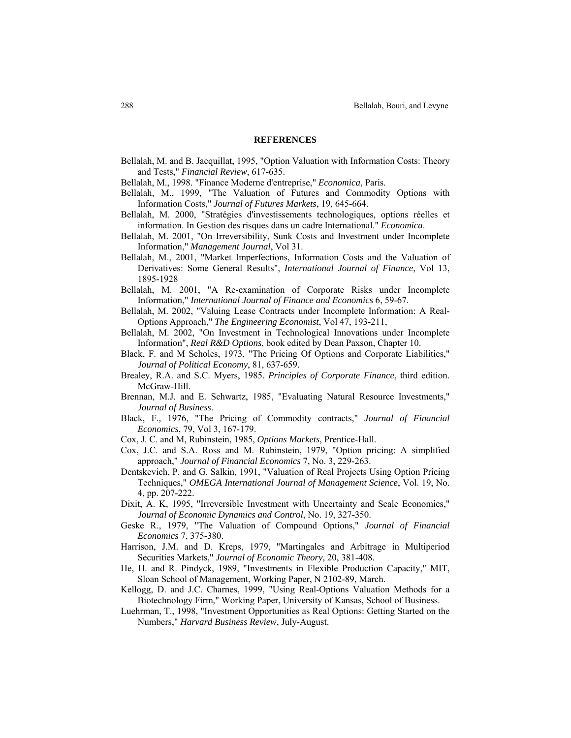## REFERENCES

Bellalah, M. and B. Jacquillat, 1995, "Option Valuation with Information Costs: Theory and Tests," *Financial Review*, 617-635.

Bellalah, M., 1998. "Finance Moderne d'entreprise," *Economica*, Paris.

Bellalah, M., 1999, "The Valuation of Futures and Commodity Options with Information Costs," *Journal of Futures Markets*, 19, 645-664.

Bellalah, M. 2000, "Stratégies d'investissements technologiques, options réelles et information. In Gestion des risques dans un cadre International." *Economica*.

Bellalah, M. 2001, "On Irreversibility, Sunk Costs and Investment under Incomplete Information," *Management Journal*, Vol 31.

Bellalah, M., 2001, "Market Imperfections, Information Costs and the Valuation of Derivatives: Some General Results", *International Journal of Finance*, Vol 13, 1895-1928

Bellalah, M. 2001, "A Re-examination of Corporate Risks under Incomplete Information," *International Journal of Finance and Economics* 6, 59-67.

Bellalah, M. 2002, "Valuing Lease Contracts under Incomplete Information: A Real-Options Approach," *The Engineering Economist*, Vol 47, 193-211,

Bellalah, M. 2002, "On Investment in Technological Innovations under Incomplete Information", *Real R&D Options*, book edited by Dean Paxson, Chapter 10.

Black, F. and M Scholes, 1973, "The Pricing Of Options and Corporate Liabilities," *Journal of Political Economy*, 81, 637-659.

Brealey, R.A. and S.C. Myers, 1985. *Principles of Corporate Finance*, third edition. McGraw-Hill.

Brennan, M.J. and E. Schwartz, 1985, "Evaluating Natural Resource Investments," *Journal of Business*.

Black, F., 1976, "The Pricing of Commodity contracts," *Journal of Financial Economics*, 79, Vol 3, 167-179.

Cox, J. C. and M, Rubinstein, 1985, *Options Markets*, Prentice-Hall.

Cox, J.C. and S.A. Ross and M. Rubinstein, 1979, "Option pricing: A simplified approach," *Journal of Financial Economics* 7, No. 3, 229-263.

Dentskevich, P. and G. Salkin, 1991, "Valuation of Real Projects Using Option Pricing Techniques," *OMEGA International Journal of Management Science*, Vol. 19, No. 4, pp. 207-222.

Dixit, A. K, 1995, "Irreversible Investment with Uncertainty and Scale Economies," *Journal of Economic Dynamics and Control*, No. 19, 327-350.

Geske R., 1979, "The Valuation of Compound Options," *Journal of Financial Economics* 7, 375-380.

Harrison, J.M. and D. Kreps, 1979, "Martingales and Arbitrage in Multiperiod Securities Markets," *Journal of Economic Theory*, 20, 381-408.

He, H. and R. Pindyck, 1989, "Investments in Flexible Production Capacity," MIT, Sloan School of Management, Working Paper, N 2102-89, March.

Kellogg, D. and J.C. Charnes, 1999, "Using Real-Options Valuation Methods for a Biotechnology Firm," Working Paper, University of Kansas, School of Business.

Luehrman, T., 1998, "Investment Opportunities as Real Options: Getting Started on the Numbers," *Harvard Business Review*, July-August.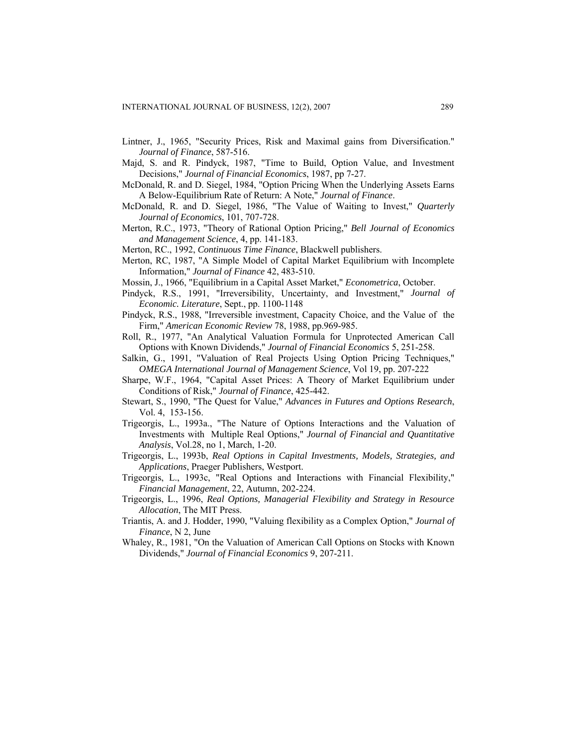Lintner, J., 1965, "Security Prices, Risk and Maximal gains from Diversification." *Journal of Finance*, 587-516.

Majd, S. and R. Pindyck, 1987, "Time to Build, Option Value, and Investment Decisions," *Journal of Financial Economics*, 1987, pp 7-27.

McDonald, R. and D. Siegel, 1984, "Option Pricing When the Underlying Assets Earns A Below-Equilibrium Rate of Return: A Note," *Journal of Finance*.

McDonald, R. and D. Siegel, 1986, "The Value of Waiting to Invest," *Quarterly Journal of Economics*, 101, 707-728.

Merton, R.C., 1973, "Theory of Rational Option Pricing," *Bell Journal of Economics and Management Science*, 4, pp. 141-183.

Merton, RC., 1992, *Continuous Time Finance*, Blackwell publishers.

Merton, RC, 1987, "A Simple Model of Capital Market Equilibrium with Incomplete Information," *Journal of Finance* 42, 483-510.

Mossin, J., 1966, "Equilibrium in a Capital Asset Market," *Econometrica*, October.

Pindyck, R.S., 1991, "Irreversibility, Uncertainty, and Investment," *Journal of Economic. Literature*, Sept., pp. 1100-1148

Pindyck, R.S., 1988, "Irreversible investment, Capacity Choice, and the Value of the Firm," *American Economic Review* 78, 1988, pp.969-985.

Roll, R., 1977, "An Analytical Valuation Formula for Unprotected American Call Options with Known Dividends," *Journal of Financial Economics* 5, 251-258.

Salkin, G., 1991, "Valuation of Real Projects Using Option Pricing Techniques," *OMEGA International Journal of Management Science*, Vol 19, pp. 207-222

Sharpe, W.F., 1964, "Capital Asset Prices: A Theory of Market Equilibrium under Conditions of Risk," *Journal of Finance*, 425-442.

Stewart, S., 1990, "The Quest for Value," *Advances in Futures and Options Research*, Vol. 4, 153-156.

Trigeorgis, L., 1993a., "The Nature of Options Interactions and the Valuation of Investments with Multiple Real Options," *Journal of Financial and Quantitative Analysis*, Vol.28, no 1, March, 1-20.

Trigeorgis, L., 1993b, *Real Options in Capital Investments, Models, Strategies, and Applications*, Praeger Publishers, Westport.

Trigeorgis, L., 1993c, "Real Options and Interactions with Financial Flexibility," *Financial Management*, 22, Autumn, 202-224.

Trigeorgis, L., 1996, *Real Options, Managerial Flexibility and Strategy in Resource Allocation*, The MIT Press.

Triantis, A. and J. Hodder, 1990, "Valuing flexibility as a Complex Option," *Journal of Finance*, N 2, June

Whaley, R., 1981, "On the Valuation of American Call Options on Stocks with Known Dividends," *Journal of Financial Economics* 9, 207-211.